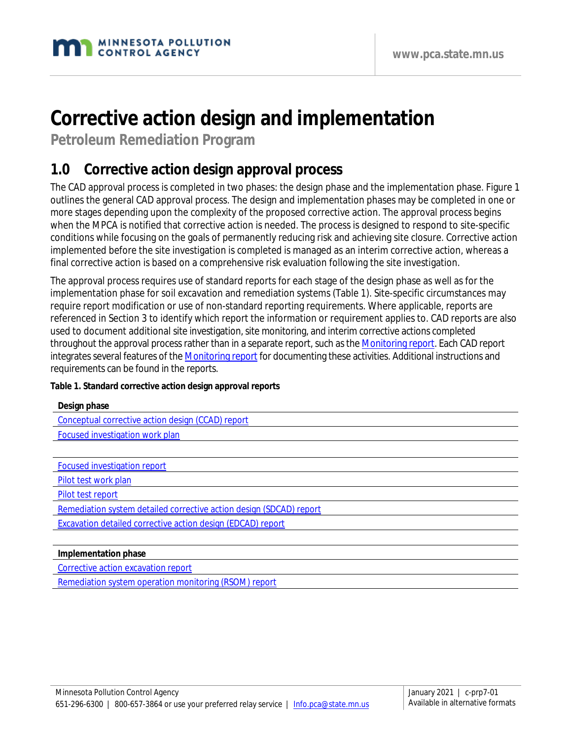# Corrective action design and implementation

**Petroleum Remediation Program**

## 1.0 Corrective action design approval process

The CAD approval process is completed in two phases: the design phase and the implementation phase. Figure 1 outlines the general CAD approval process. The design and implementation phases may be completed in one or more stages depending upon the complexity of the proposed corrective action. The approval process begins when the MPCA is notified that corrective action is needed. The process is designed to respond to site-specific conditions while focusing on the goals of permanently reducing risk and achieving site closure. Corrective action implemented before the site investigation is completed is managed as an interim corrective action, whereas a final corrective action is based on a comprehensive risk evaluation following the site investigation.

The approval process requires use of standard reports for each stage of the design phase as well as for the implementation phase for soil excavation and remediation systems (Table 1). Site-specific circumstances may require report modification or use of non-standard reporting requirements. Where applicable, reports are referenced in Section 3 to identify which report the information or requirement applies to. CAD reports are also used to document additional site investigation, site monitoring, and interim corrective actions completed throughout the approval process rather than in a separate report, such as the Monitoring report. Each CAD report integrates several features of the Monitoring report for documenting these activities. Additional instructions and requirements can be found in the reports.

**Table 1. Standard corrective action design approval reports**

| **Design phase** |
| --- |
| Conceptual corrective action design (CCAD) report |
| Focused investigation work plan |
| |
| Focused investigation report |
| Pilot test work plan |
| Pilot test report |
| Remediation system detailed corrective action design (SDCAD) report |
| Excavation detailed corrective action design (EDCAD) report |
| |
| **Implementation phase** |
| Corrective action excavation report |
| Remediation system operation monitoring (RSOM) report |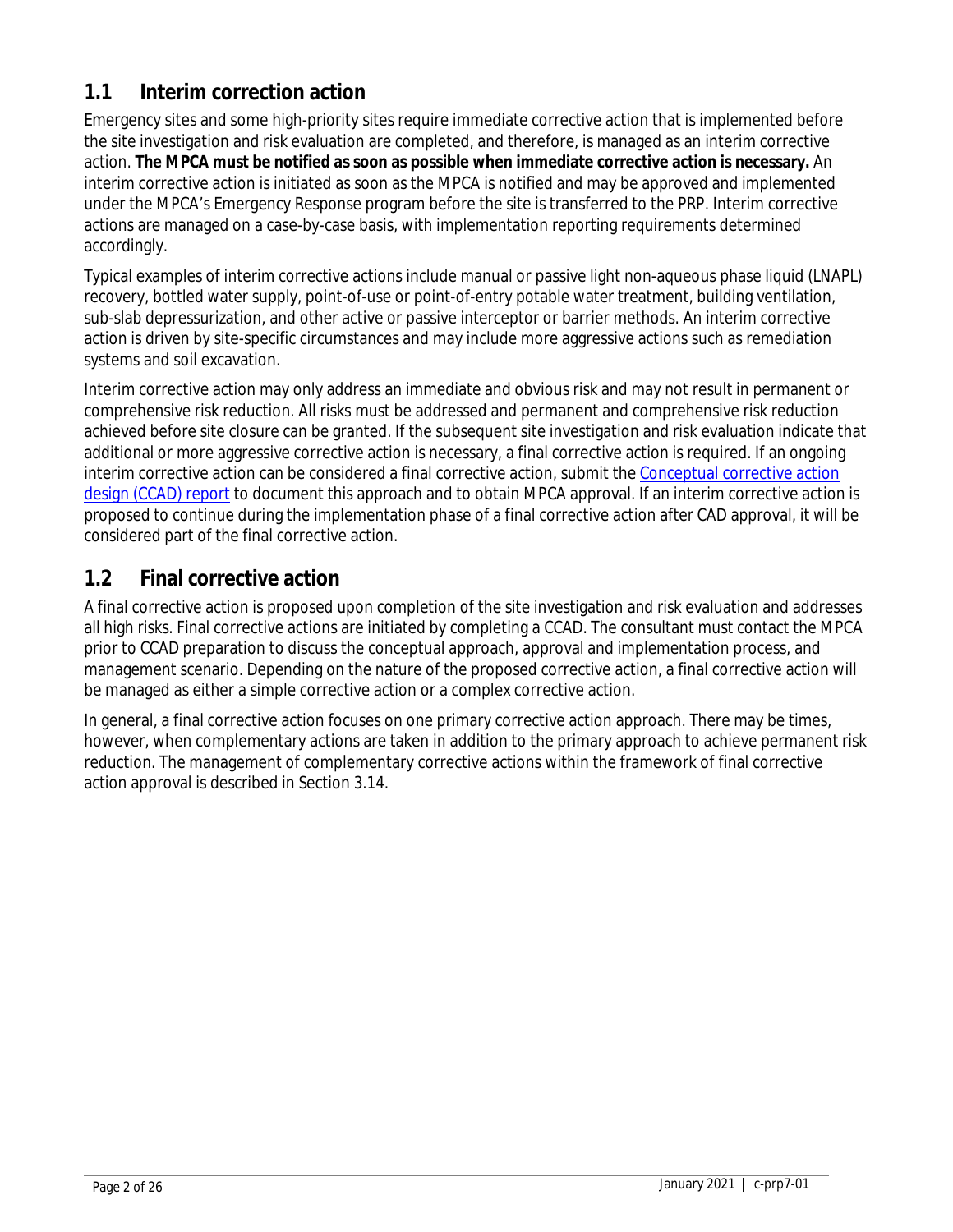## 1.1 Interim correction action

Emergency sites and some high-priority sites require immediate corrective action that is implemented before the site investigation and risk evaluation are completed, and therefore, is managed as an interim corrective action. **The MPCA must be notified as soon as possible when immediate corrective action is necessary.** An interim corrective action is initiated as soon as the MPCA is notified and may be approved and implemented under the MPCA's Emergency Response program before the site is transferred to the PRP. Interim corrective actions are managed on a case-by-case basis, with implementation reporting requirements determined accordingly.

Typical examples of interim corrective actions include manual or passive light non-aqueous phase liquid (LNAPL) recovery, bottled water supply, point-of-use or point-of-entry potable water treatment, building ventilation, sub-slab depressurization, and other active or passive interceptor or barrier methods. An interim corrective action is driven by site-specific circumstances and may include more aggressive actions such as remediation systems and soil excavation.

Interim corrective action may only address an immediate and obvious risk and may not result in permanent or comprehensive risk reduction. All risks must be addressed and permanent and comprehensive risk reduction achieved before site closure can be granted. If the subsequent site investigation and risk evaluation indicate that additional or more aggressive corrective action is necessary, a final corrective action is required. If an ongoing interim corrective action can be considered a final corrective action, submit the Conceptual corrective action design (CCAD) report to document this approach and to obtain MPCA approval. If an interim corrective action is proposed to continue during the implementation phase of a final corrective action after CAD approval, it will be considered part of the final corrective action.

## 1.2 Final corrective action

A final corrective action is proposed upon completion of the site investigation and risk evaluation and addresses all high risks. Final corrective actions are initiated by completing a CCAD. The consultant must contact the MPCA prior to CCAD preparation to discuss the conceptual approach, approval and implementation process, and management scenario. Depending on the nature of the proposed corrective action, a final corrective action will be managed as either a simple corrective action or a complex corrective action.

In general, a final corrective action focuses on one primary corrective action approach. There may be times, however, when complementary actions are taken in addition to the primary approach to achieve permanent risk reduction. The management of complementary corrective actions within the framework of final corrective action approval is described in Section 3.14.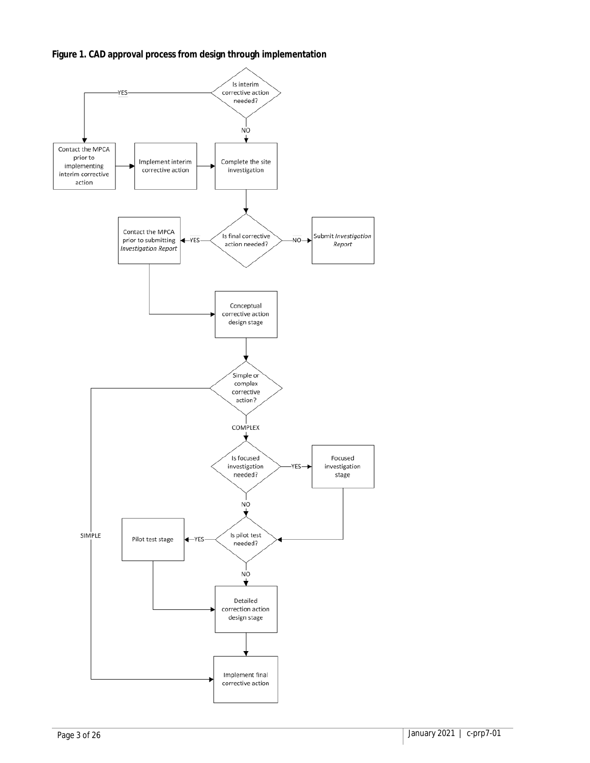**Figure 1. CAD approval process from design through implementation**

- Is interim corrective action needed?
  - YES → Contact the MPCA prior to implementing interim corrective action → Implement interim corrective action → Complete the site investigation
  - NO → Complete the site investigation
- Complete the site investigation → Is final corrective action needed?
  - NO → Submit *Investigation Report*
  - YES → Contact the MPCA prior to submitting *Investigation Report* → Conceptual corrective action design stage
- Conceptual corrective action design stage → Simple or complex corrective action?
  - SIMPLE → Implement final corrective action
  - COMPLEX → Is focused investigation needed?
    - YES → Focused investigation stage → Is pilot test needed?
    - NO → Is pilot test needed?
- Is pilot test needed?
  - YES → Pilot test stage → Detailed correction action design stage
  - NO → Detailed correction action design stage
- Detailed correction action design stage → Implement final corrective action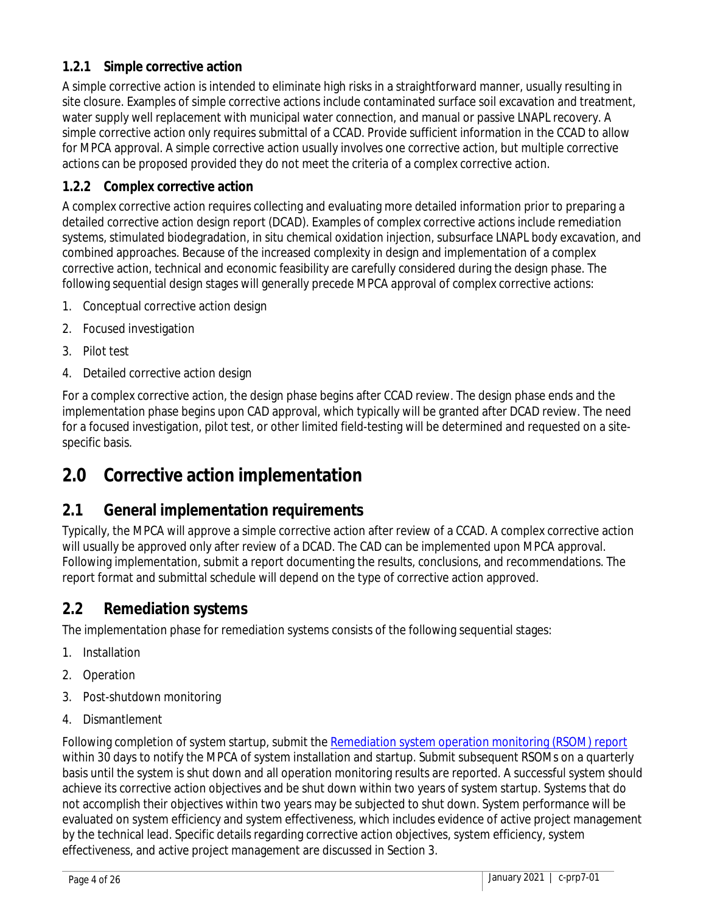### 1.2.1 Simple corrective action

A simple corrective action is intended to eliminate high risks in a straightforward manner, usually resulting in site closure. Examples of simple corrective actions include contaminated surface soil excavation and treatment, water supply well replacement with municipal water connection, and manual or passive LNAPL recovery. A simple corrective action only requires submittal of a CCAD. Provide sufficient information in the CCAD to allow for MPCA approval. A simple corrective action usually involves one corrective action, but multiple corrective actions can be proposed provided they do not meet the criteria of a complex corrective action.

### 1.2.2 Complex corrective action

A complex corrective action requires collecting and evaluating more detailed information prior to preparing a detailed corrective action design report (DCAD). Examples of complex corrective actions include remediation systems, stimulated biodegradation, in situ chemical oxidation injection, subsurface LNAPL body excavation, and combined approaches. Because of the increased complexity in design and implementation of a complex corrective action, technical and economic feasibility are carefully considered during the design phase. The following sequential design stages will generally precede MPCA approval of complex corrective actions:

1. Conceptual corrective action design
2. Focused investigation
3. Pilot test
4. Detailed corrective action design

For a complex corrective action, the design phase begins after CCAD review. The design phase ends and the implementation phase begins upon CAD approval, which typically will be granted after DCAD review. The need for a focused investigation, pilot test, or other limited field-testing will be determined and requested on a site-specific basis.

# 2.0 Corrective action implementation

## 2.1 General implementation requirements

Typically, the MPCA will approve a simple corrective action after review of a CCAD. A complex corrective action will usually be approved only after review of a DCAD. The CAD can be implemented upon MPCA approval. Following implementation, submit a report documenting the results, conclusions, and recommendations. The report format and submittal schedule will depend on the type of corrective action approved.

## 2.2 Remediation systems

The implementation phase for remediation systems consists of the following sequential stages:

1. Installation
2. Operation
3. Post-shutdown monitoring
4. Dismantlement

Following completion of system startup, submit the Remediation system operation monitoring (RSOM) report within 30 days to notify the MPCA of system installation and startup. Submit subsequent RSOMs on a quarterly basis until the system is shut down and all operation monitoring results are reported. A successful system should achieve its corrective action objectives and be shut down within two years of system startup. Systems that do not accomplish their objectives within two years may be subjected to shut down. System performance will be evaluated on system efficiency and system effectiveness, which includes evidence of active project management by the technical lead. Specific details regarding corrective action objectives, system efficiency, system effectiveness, and active project management are discussed in Section 3.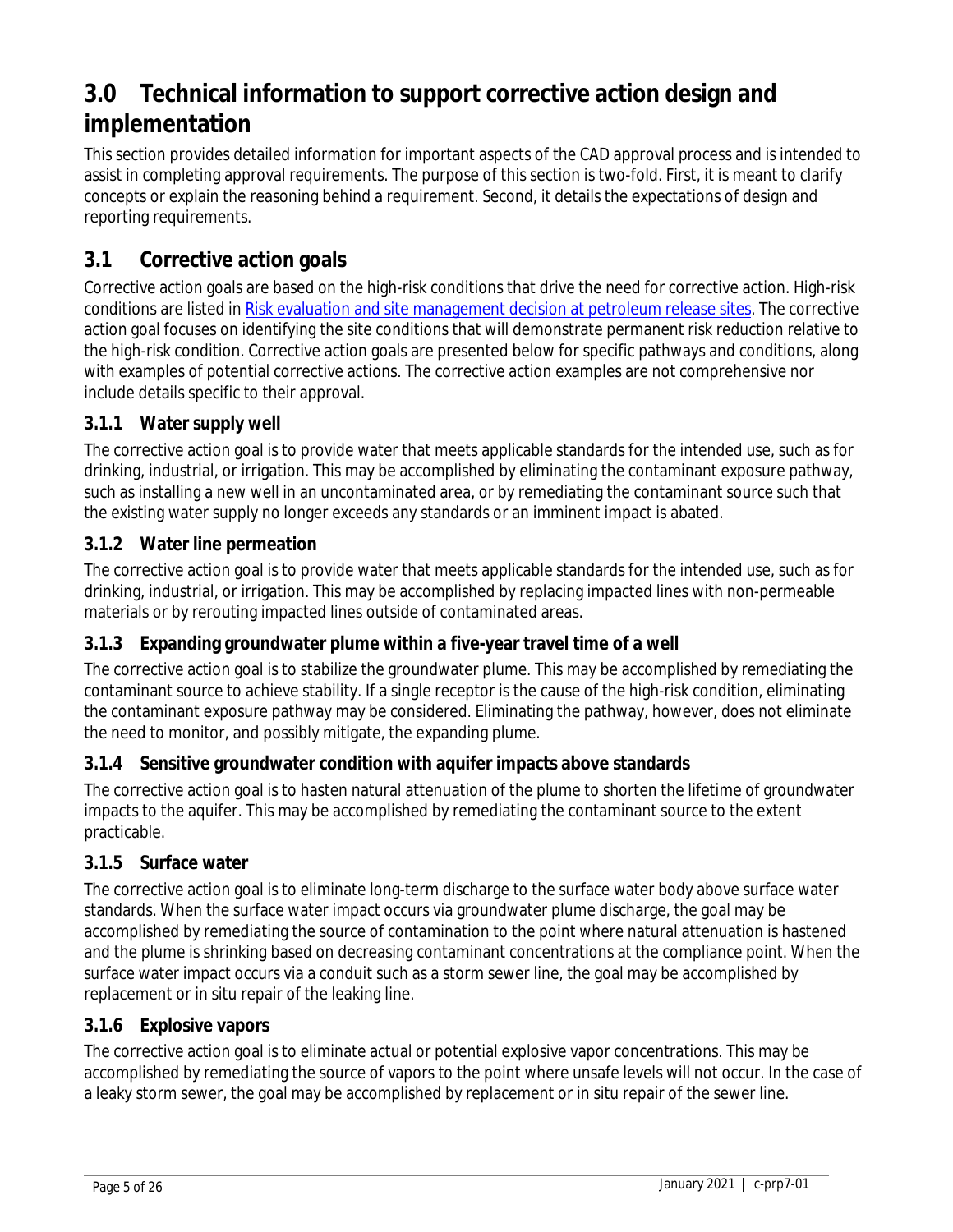# 3.0 Technical information to support corrective action design and implementation

This section provides detailed information for important aspects of the CAD approval process and is intended to assist in completing approval requirements. The purpose of this section is two-fold. First, it is meant to clarify concepts or explain the reasoning behind a requirement. Second, it details the expectations of design and reporting requirements.

## 3.1 Corrective action goals

Corrective action goals are based on the high-risk conditions that drive the need for corrective action. High-risk conditions are listed in [Risk evaluation and site management decision at petroleum release sites](). The corrective action goal focuses on identifying the site conditions that will demonstrate permanent risk reduction relative to the high-risk condition. Corrective action goals are presented below for specific pathways and conditions, along with examples of potential corrective actions. The corrective action examples are not comprehensive nor include details specific to their approval.

### 3.1.1 Water supply well

The corrective action goal is to provide water that meets applicable standards for the intended use, such as for drinking, industrial, or irrigation. This may be accomplished by eliminating the contaminant exposure pathway, such as installing a new well in an uncontaminated area, or by remediating the contaminant source such that the existing water supply no longer exceeds any standards or an imminent impact is abated.

### 3.1.2 Water line permeation

The corrective action goal is to provide water that meets applicable standards for the intended use, such as for drinking, industrial, or irrigation. This may be accomplished by replacing impacted lines with non-permeable materials or by rerouting impacted lines outside of contaminated areas.

### 3.1.3 Expanding groundwater plume within a five-year travel time of a well

The corrective action goal is to stabilize the groundwater plume. This may be accomplished by remediating the contaminant source to achieve stability. If a single receptor is the cause of the high-risk condition, eliminating the contaminant exposure pathway may be considered. Eliminating the pathway, however, does not eliminate the need to monitor, and possibly mitigate, the expanding plume.

### 3.1.4 Sensitive groundwater condition with aquifer impacts above standards

The corrective action goal is to hasten natural attenuation of the plume to shorten the lifetime of groundwater impacts to the aquifer. This may be accomplished by remediating the contaminant source to the extent practicable.

### 3.1.5 Surface water

The corrective action goal is to eliminate long-term discharge to the surface water body above surface water standards. When the surface water impact occurs via groundwater plume discharge, the goal may be accomplished by remediating the source of contamination to the point where natural attenuation is hastened and the plume is shrinking based on decreasing contaminant concentrations at the compliance point. When the surface water impact occurs via a conduit such as a storm sewer line, the goal may be accomplished by replacement or in situ repair of the leaking line.

### 3.1.6 Explosive vapors

The corrective action goal is to eliminate actual or potential explosive vapor concentrations. This may be accomplished by remediating the source of vapors to the point where unsafe levels will not occur. In the case of a leaky storm sewer, the goal may be accomplished by replacement or in situ repair of the sewer line.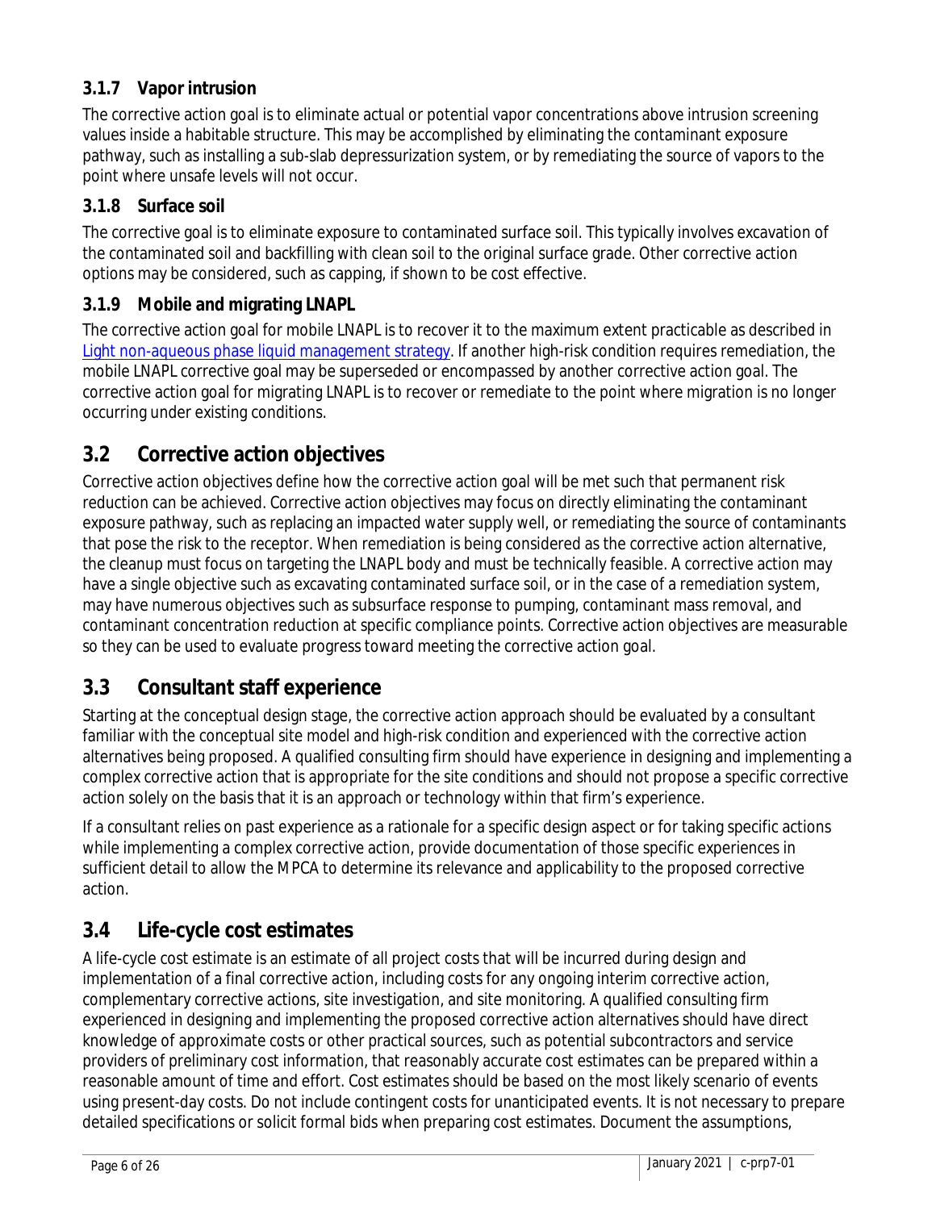### 3.1.7 Vapor intrusion

The corrective action goal is to eliminate actual or potential vapor concentrations above intrusion screening values inside a habitable structure. This may be accomplished by eliminating the contaminant exposure pathway, such as installing a sub-slab depressurization system, or by remediating the source of vapors to the point where unsafe levels will not occur.

### 3.1.8 Surface soil

The corrective goal is to eliminate exposure to contaminated surface soil. This typically involves excavation of the contaminated soil and backfilling with clean soil to the original surface grade. Other corrective action options may be considered, such as capping, if shown to be cost effective.

### 3.1.9 Mobile and migrating LNAPL

The corrective action goal for mobile LNAPL is to recover it to the maximum extent practicable as described in [Light non-aqueous phase liquid management strategy](). If another high-risk condition requires remediation, the mobile LNAPL corrective goal may be superseded or encompassed by another corrective action goal. The corrective action goal for migrating LNAPL is to recover or remediate to the point where migration is no longer occurring under existing conditions.

## 3.2 Corrective action objectives

Corrective action objectives define how the corrective action goal will be met such that permanent risk reduction can be achieved. Corrective action objectives may focus on directly eliminating the contaminant exposure pathway, such as replacing an impacted water supply well, or remediating the source of contaminants that pose the risk to the receptor. When remediation is being considered as the corrective action alternative, the cleanup must focus on targeting the LNAPL body and must be technically feasible. A corrective action may have a single objective such as excavating contaminated surface soil, or in the case of a remediation system, may have numerous objectives such as subsurface response to pumping, contaminant mass removal, and contaminant concentration reduction at specific compliance points. Corrective action objectives are measurable so they can be used to evaluate progress toward meeting the corrective action goal.

## 3.3 Consultant staff experience

Starting at the conceptual design stage, the corrective action approach should be evaluated by a consultant familiar with the conceptual site model and high-risk condition and experienced with the corrective action alternatives being proposed. A qualified consulting firm should have experience in designing and implementing a complex corrective action that is appropriate for the site conditions and should not propose a specific corrective action solely on the basis that it is an approach or technology within that firm's experience.

If a consultant relies on past experience as a rationale for a specific design aspect or for taking specific actions while implementing a complex corrective action, provide documentation of those specific experiences in sufficient detail to allow the MPCA to determine its relevance and applicability to the proposed corrective action.

## 3.4 Life-cycle cost estimates

A life-cycle cost estimate is an estimate of all project costs that will be incurred during design and implementation of a final corrective action, including costs for any ongoing interim corrective action, complementary corrective actions, site investigation, and site monitoring. A qualified consulting firm experienced in designing and implementing the proposed corrective action alternatives should have direct knowledge of approximate costs or other practical sources, such as potential subcontractors and service providers of preliminary cost information, that reasonably accurate cost estimates can be prepared within a reasonable amount of time and effort. Cost estimates should be based on the most likely scenario of events using present-day costs. Do not include contingent costs for unanticipated events. It is not necessary to prepare detailed specifications or solicit formal bids when preparing cost estimates. Document the assumptions,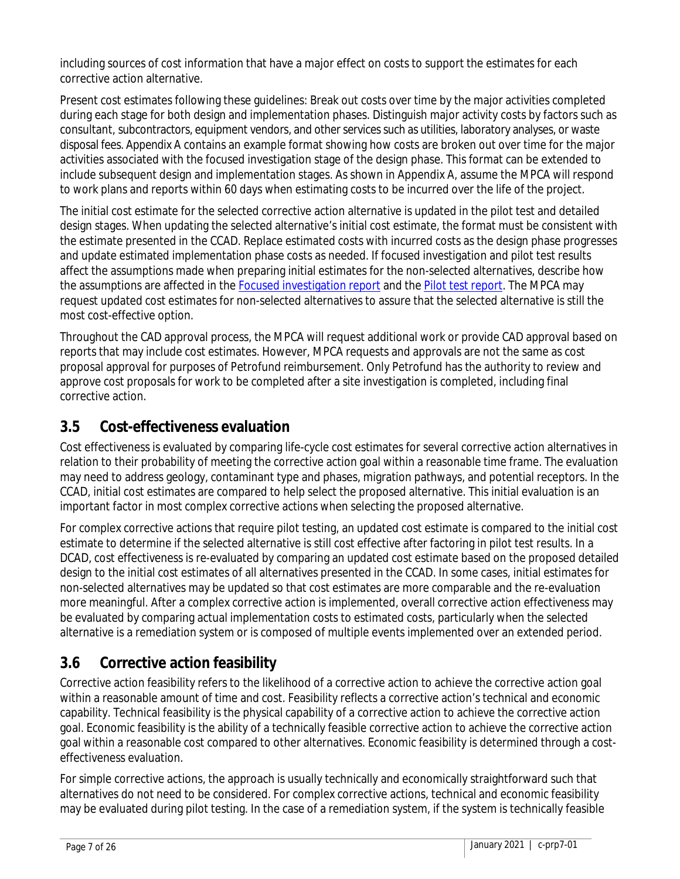including sources of cost information that have a major effect on costs to support the estimates for each corrective action alternative.

Present cost estimates following these guidelines: Break out costs over time by the major activities completed during each stage for both design and implementation phases. Distinguish major activity costs by factors such as consultant, subcontractors, equipment vendors, and other services such as utilities, laboratory analyses, or waste disposal fees. Appendix A contains an example format showing how costs are broken out over time for the major activities associated with the focused investigation stage of the design phase. This format can be extended to include subsequent design and implementation stages. As shown in Appendix A, assume the MPCA will respond to work plans and reports within 60 days when estimating costs to be incurred over the life of the project.

The initial cost estimate for the selected corrective action alternative is updated in the pilot test and detailed design stages. When updating the selected alternative's initial cost estimate, the format must be consistent with the estimate presented in the CCAD. Replace estimated costs with incurred costs as the design phase progresses and update estimated implementation phase costs as needed. If focused investigation and pilot test results affect the assumptions made when preparing initial estimates for the non-selected alternatives, describe how the assumptions are affected in the Focused investigation report and the Pilot test report. The MPCA may request updated cost estimates for non-selected alternatives to assure that the selected alternative is still the most cost-effective option.

Throughout the CAD approval process, the MPCA will request additional work or provide CAD approval based on reports that may include cost estimates. However, MPCA requests and approvals are not the same as cost proposal approval for purposes of Petrofund reimbursement. Only Petrofund has the authority to review and approve cost proposals for work to be completed after a site investigation is completed, including final corrective action.

## 3.5 Cost-effectiveness evaluation

Cost effectiveness is evaluated by comparing life-cycle cost estimates for several corrective action alternatives in relation to their probability of meeting the corrective action goal within a reasonable time frame. The evaluation may need to address geology, contaminant type and phases, migration pathways, and potential receptors. In the CCAD, initial cost estimates are compared to help select the proposed alternative. This initial evaluation is an important factor in most complex corrective actions when selecting the proposed alternative.

For complex corrective actions that require pilot testing, an updated cost estimate is compared to the initial cost estimate to determine if the selected alternative is still cost effective after factoring in pilot test results. In a DCAD, cost effectiveness is re-evaluated by comparing an updated cost estimate based on the proposed detailed design to the initial cost estimates of all alternatives presented in the CCAD. In some cases, initial estimates for non-selected alternatives may be updated so that cost estimates are more comparable and the re-evaluation more meaningful. After a complex corrective action is implemented, overall corrective action effectiveness may be evaluated by comparing actual implementation costs to estimated costs, particularly when the selected alternative is a remediation system or is composed of multiple events implemented over an extended period.

## 3.6 Corrective action feasibility

Corrective action feasibility refers to the likelihood of a corrective action to achieve the corrective action goal within a reasonable amount of time and cost. Feasibility reflects a corrective action's technical and economic capability. Technical feasibility is the physical capability of a corrective action to achieve the corrective action goal. Economic feasibility is the ability of a technically feasible corrective action to achieve the corrective action goal within a reasonable cost compared to other alternatives. Economic feasibility is determined through a cost-effectiveness evaluation.

For simple corrective actions, the approach is usually technically and economically straightforward such that alternatives do not need to be considered. For complex corrective actions, technical and economic feasibility may be evaluated during pilot testing. In the case of a remediation system, if the system is technically feasible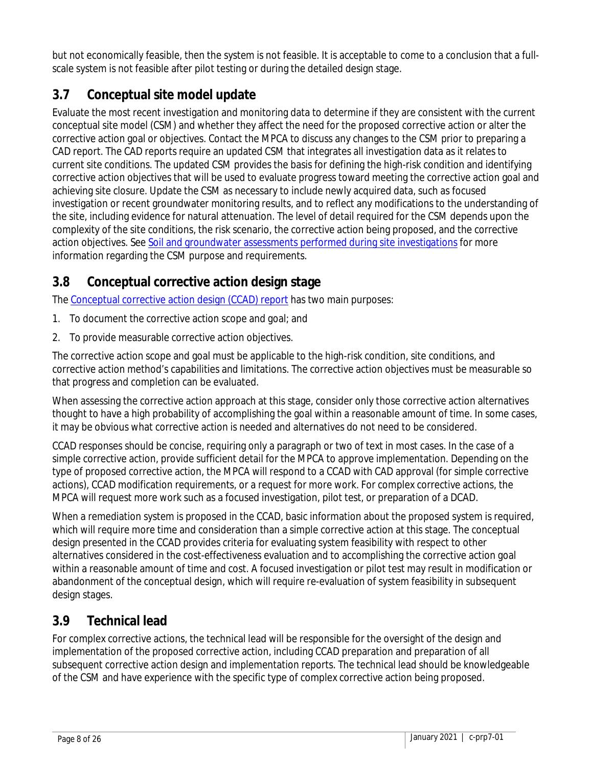but not economically feasible, then the system is not feasible. It is acceptable to come to a conclusion that a full-scale system is not feasible after pilot testing or during the detailed design stage.

## 3.7 Conceptual site model update

Evaluate the most recent investigation and monitoring data to determine if they are consistent with the current conceptual site model (CSM) and whether they affect the need for the proposed corrective action or alter the corrective action goal or objectives. Contact the MPCA to discuss any changes to the CSM prior to preparing a CAD report. The CAD reports require an updated CSM that integrates all investigation data as it relates to current site conditions. The updated CSM provides the basis for defining the high-risk condition and identifying corrective action objectives that will be used to evaluate progress toward meeting the corrective action goal and achieving site closure. Update the CSM as necessary to include newly acquired data, such as focused investigation or recent groundwater monitoring results, and to reflect any modifications to the understanding of the site, including evidence for natural attenuation. The level of detail required for the CSM depends upon the complexity of the site conditions, the risk scenario, the corrective action being proposed, and the corrective action objectives. See Soil and groundwater assessments performed during site investigations for more information regarding the CSM purpose and requirements.

## 3.8 Conceptual corrective action design stage

The Conceptual corrective action design (CCAD) report has two main purposes:

1. To document the corrective action scope and goal; and
2. To provide measurable corrective action objectives.

The corrective action scope and goal must be applicable to the high-risk condition, site conditions, and corrective action method's capabilities and limitations. The corrective action objectives must be measurable so that progress and completion can be evaluated.

When assessing the corrective action approach at this stage, consider only those corrective action alternatives thought to have a high probability of accomplishing the goal within a reasonable amount of time. In some cases, it may be obvious what corrective action is needed and alternatives do not need to be considered.

CCAD responses should be concise, requiring only a paragraph or two of text in most cases. In the case of a simple corrective action, provide sufficient detail for the MPCA to approve implementation. Depending on the type of proposed corrective action, the MPCA will respond to a CCAD with CAD approval (for simple corrective actions), CCAD modification requirements, or a request for more work. For complex corrective actions, the MPCA will request more work such as a focused investigation, pilot test, or preparation of a DCAD.

When a remediation system is proposed in the CCAD, basic information about the proposed system is required, which will require more time and consideration than a simple corrective action at this stage. The conceptual design presented in the CCAD provides criteria for evaluating system feasibility with respect to other alternatives considered in the cost-effectiveness evaluation and to accomplishing the corrective action goal within a reasonable amount of time and cost. A focused investigation or pilot test may result in modification or abandonment of the conceptual design, which will require re-evaluation of system feasibility in subsequent design stages.

## 3.9 Technical lead

For complex corrective actions, the technical lead will be responsible for the oversight of the design and implementation of the proposed corrective action, including CCAD preparation and preparation of all subsequent corrective action design and implementation reports. The technical lead should be knowledgeable of the CSM and have experience with the specific type of complex corrective action being proposed.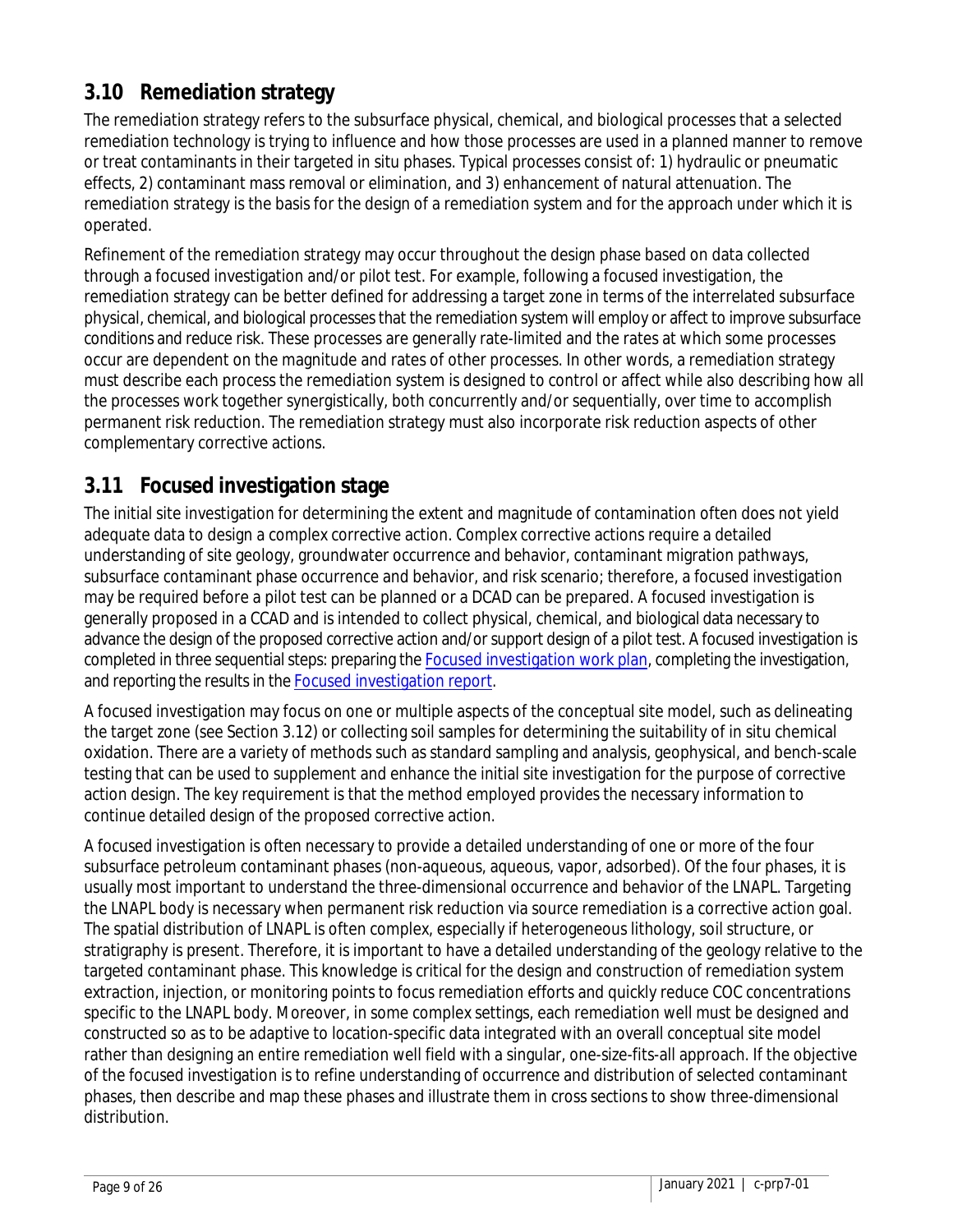## 3.10 Remediation strategy

The remediation strategy refers to the subsurface physical, chemical, and biological processes that a selected remediation technology is trying to influence and how those processes are used in a planned manner to remove or treat contaminants in their targeted in situ phases. Typical processes consist of: 1) hydraulic or pneumatic effects, 2) contaminant mass removal or elimination, and 3) enhancement of natural attenuation. The remediation strategy is the basis for the design of a remediation system and for the approach under which it is operated.

Refinement of the remediation strategy may occur throughout the design phase based on data collected through a focused investigation and/or pilot test. For example, following a focused investigation, the remediation strategy can be better defined for addressing a target zone in terms of the interrelated subsurface physical, chemical, and biological processes that the remediation system will employ or affect to improve subsurface conditions and reduce risk. These processes are generally rate-limited and the rates at which some processes occur are dependent on the magnitude and rates of other processes. In other words, a remediation strategy must describe each process the remediation system is designed to control or affect while also describing how all the processes work together synergistically, both concurrently and/or sequentially, over time to accomplish permanent risk reduction. The remediation strategy must also incorporate risk reduction aspects of other complementary corrective actions.

## 3.11 Focused investigation stage

The initial site investigation for determining the extent and magnitude of contamination often does not yield adequate data to design a complex corrective action. Complex corrective actions require a detailed understanding of site geology, groundwater occurrence and behavior, contaminant migration pathways, subsurface contaminant phase occurrence and behavior, and risk scenario; therefore, a focused investigation may be required before a pilot test can be planned or a DCAD can be prepared. A focused investigation is generally proposed in a CCAD and is intended to collect physical, chemical, and biological data necessary to advance the design of the proposed corrective action and/or support design of a pilot test. A focused investigation is completed in three sequential steps: preparing the [Focused investigation work plan](), completing the investigation, and reporting the results in the [Focused investigation report]().

A focused investigation may focus on one or multiple aspects of the conceptual site model, such as delineating the target zone (see Section 3.12) or collecting soil samples for determining the suitability of in situ chemical oxidation. There are a variety of methods such as standard sampling and analysis, geophysical, and bench-scale testing that can be used to supplement and enhance the initial site investigation for the purpose of corrective action design. The key requirement is that the method employed provides the necessary information to continue detailed design of the proposed corrective action.

A focused investigation is often necessary to provide a detailed understanding of one or more of the four subsurface petroleum contaminant phases (non-aqueous, aqueous, vapor, adsorbed). Of the four phases, it is usually most important to understand the three-dimensional occurrence and behavior of the LNAPL. Targeting the LNAPL body is necessary when permanent risk reduction via source remediation is a corrective action goal. The spatial distribution of LNAPL is often complex, especially if heterogeneous lithology, soil structure, or stratigraphy is present. Therefore, it is important to have a detailed understanding of the geology relative to the targeted contaminant phase. This knowledge is critical for the design and construction of remediation system extraction, injection, or monitoring points to focus remediation efforts and quickly reduce COC concentrations specific to the LNAPL body. Moreover, in some complex settings, each remediation well must be designed and constructed so as to be adaptive to location-specific data integrated with an overall conceptual site model rather than designing an entire remediation well field with a singular, one-size-fits-all approach. If the objective of the focused investigation is to refine understanding of occurrence and distribution of selected contaminant phases, then describe and map these phases and illustrate them in cross sections to show three-dimensional distribution.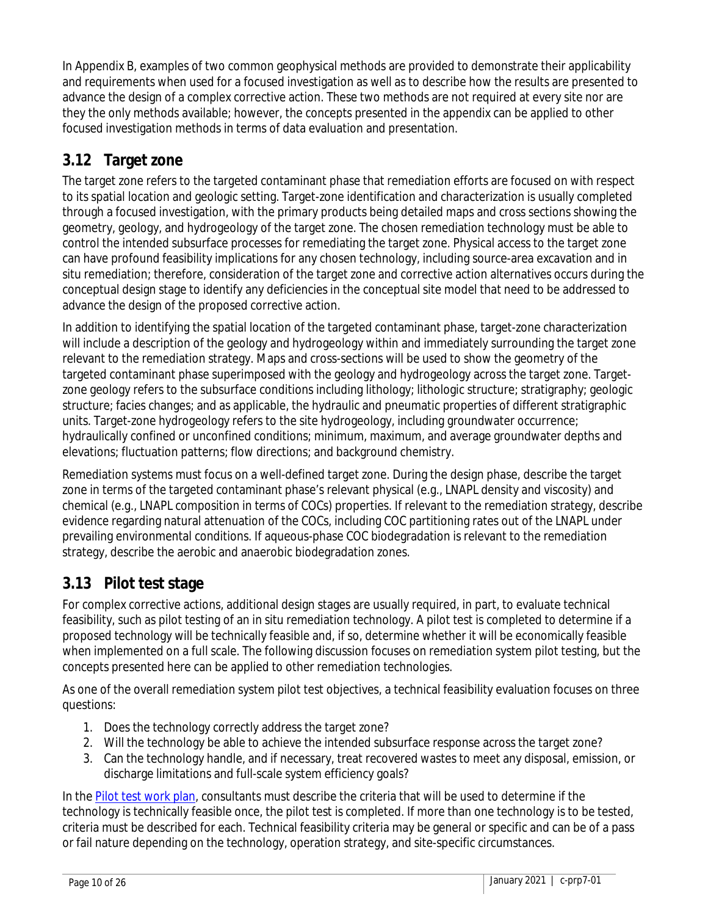In Appendix B, examples of two common geophysical methods are provided to demonstrate their applicability and requirements when used for a focused investigation as well as to describe how the results are presented to advance the design of a complex corrective action. These two methods are not required at every site nor are they the only methods available; however, the concepts presented in the appendix can be applied to other focused investigation methods in terms of data evaluation and presentation.

## 3.12 Target zone

The target zone refers to the targeted contaminant phase that remediation efforts are focused on with respect to its spatial location and geologic setting. Target-zone identification and characterization is usually completed through a focused investigation, with the primary products being detailed maps and cross sections showing the geometry, geology, and hydrogeology of the target zone. The chosen remediation technology must be able to control the intended subsurface processes for remediating the target zone. Physical access to the target zone can have profound feasibility implications for any chosen technology, including source-area excavation and in situ remediation; therefore, consideration of the target zone and corrective action alternatives occurs during the conceptual design stage to identify any deficiencies in the conceptual site model that need to be addressed to advance the design of the proposed corrective action.

In addition to identifying the spatial location of the targeted contaminant phase, target-zone characterization will include a description of the geology and hydrogeology within and immediately surrounding the target zone relevant to the remediation strategy. Maps and cross-sections will be used to show the geometry of the targeted contaminant phase superimposed with the geology and hydrogeology across the target zone. Target-zone geology refers to the subsurface conditions including lithology; lithologic structure; stratigraphy; geologic structure; facies changes; and as applicable, the hydraulic and pneumatic properties of different stratigraphic units. Target-zone hydrogeology refers to the site hydrogeology, including groundwater occurrence; hydraulically confined or unconfined conditions; minimum, maximum, and average groundwater depths and elevations; fluctuation patterns; flow directions; and background chemistry.

Remediation systems must focus on a well-defined target zone. During the design phase, describe the target zone in terms of the targeted contaminant phase's relevant physical (e.g., LNAPL density and viscosity) and chemical (e.g., LNAPL composition in terms of COCs) properties. If relevant to the remediation strategy, describe evidence regarding natural attenuation of the COCs, including COC partitioning rates out of the LNAPL under prevailing environmental conditions. If aqueous-phase COC biodegradation is relevant to the remediation strategy, describe the aerobic and anaerobic biodegradation zones.

## 3.13 Pilot test stage

For complex corrective actions, additional design stages are usually required, in part, to evaluate technical feasibility, such as pilot testing of an in situ remediation technology. A pilot test is completed to determine if a proposed technology will be technically feasible and, if so, determine whether it will be economically feasible when implemented on a full scale. The following discussion focuses on remediation system pilot testing, but the concepts presented here can be applied to other remediation technologies.

As one of the overall remediation system pilot test objectives, a technical feasibility evaluation focuses on three questions:

1. Does the technology correctly address the target zone?
2. Will the technology be able to achieve the intended subsurface response across the target zone?
3. Can the technology handle, and if necessary, treat recovered wastes to meet any disposal, emission, or discharge limitations and full-scale system efficiency goals?

In the Pilot test work plan, consultants must describe the criteria that will be used to determine if the technology is technically feasible once, the pilot test is completed. If more than one technology is to be tested, criteria must be described for each. Technical feasibility criteria may be general or specific and can be of a pass or fail nature depending on the technology, operation strategy, and site-specific circumstances.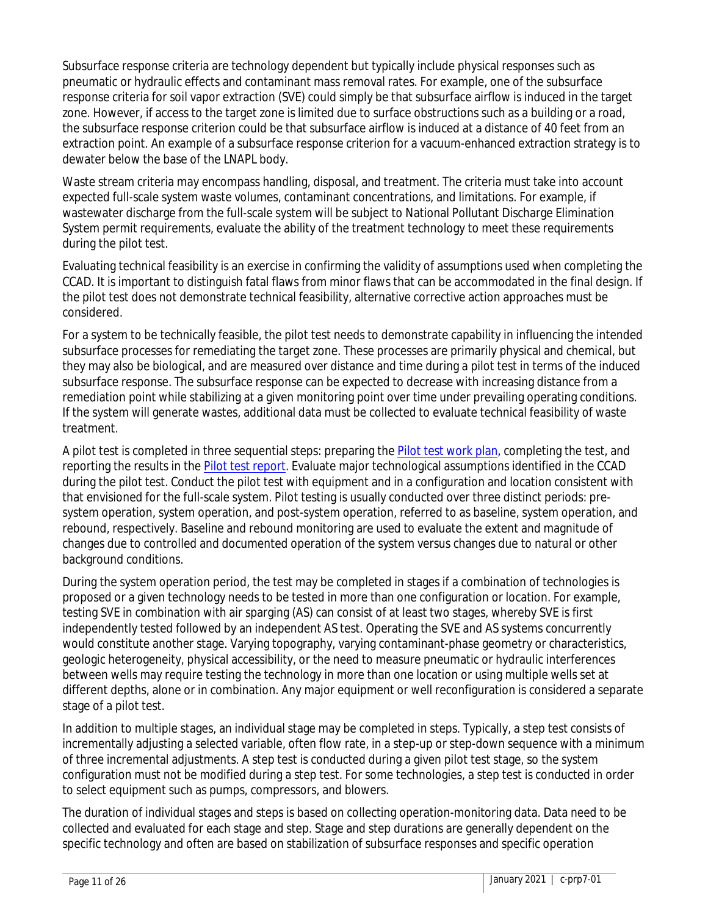Subsurface response criteria are technology dependent but typically include physical responses such as pneumatic or hydraulic effects and contaminant mass removal rates. For example, one of the subsurface response criteria for soil vapor extraction (SVE) could simply be that subsurface airflow is induced in the target zone. However, if access to the target zone is limited due to surface obstructions such as a building or a road, the subsurface response criterion could be that subsurface airflow is induced at a distance of 40 feet from an extraction point. An example of a subsurface response criterion for a vacuum-enhanced extraction strategy is to dewater below the base of the LNAPL body.

Waste stream criteria may encompass handling, disposal, and treatment. The criteria must take into account expected full-scale system waste volumes, contaminant concentrations, and limitations. For example, if wastewater discharge from the full-scale system will be subject to National Pollutant Discharge Elimination System permit requirements, evaluate the ability of the treatment technology to meet these requirements during the pilot test.

Evaluating technical feasibility is an exercise in confirming the validity of assumptions used when completing the CCAD. It is important to distinguish fatal flaws from minor flaws that can be accommodated in the final design. If the pilot test does not demonstrate technical feasibility, alternative corrective action approaches must be considered.

For a system to be technically feasible, the pilot test needs to demonstrate capability in influencing the intended subsurface processes for remediating the target zone. These processes are primarily physical and chemical, but they may also be biological, and are measured over distance and time during a pilot test in terms of the induced subsurface response. The subsurface response can be expected to decrease with increasing distance from a remediation point while stabilizing at a given monitoring point over time under prevailing operating conditions. If the system will generate wastes, additional data must be collected to evaluate technical feasibility of waste treatment.

A pilot test is completed in three sequential steps: preparing the [Pilot test work plan](), completing the test, and reporting the results in the [Pilot test report](). Evaluate major technological assumptions identified in the CCAD during the pilot test. Conduct the pilot test with equipment and in a configuration and location consistent with that envisioned for the full-scale system. Pilot testing is usually conducted over three distinct periods: pre-system operation, system operation, and post-system operation, referred to as baseline, system operation, and rebound, respectively. Baseline and rebound monitoring are used to evaluate the extent and magnitude of changes due to controlled and documented operation of the system versus changes due to natural or other background conditions.

During the system operation period, the test may be completed in stages if a combination of technologies is proposed or a given technology needs to be tested in more than one configuration or location. For example, testing SVE in combination with air sparging (AS) can consist of at least two stages, whereby SVE is first independently tested followed by an independent AS test. Operating the SVE and AS systems concurrently would constitute another stage. Varying topography, varying contaminant-phase geometry or characteristics, geologic heterogeneity, physical accessibility, or the need to measure pneumatic or hydraulic interferences between wells may require testing the technology in more than one location or using multiple wells set at different depths, alone or in combination. Any major equipment or well reconfiguration is considered a separate stage of a pilot test.

In addition to multiple stages, an individual stage may be completed in steps. Typically, a step test consists of incrementally adjusting a selected variable, often flow rate, in a step-up or step-down sequence with a minimum of three incremental adjustments. A step test is conducted during a given pilot test stage, so the system configuration must not be modified during a step test. For some technologies, a step test is conducted in order to select equipment such as pumps, compressors, and blowers.

The duration of individual stages and steps is based on collecting operation-monitoring data. Data need to be collected and evaluated for each stage and step. Stage and step durations are generally dependent on the specific technology and often are based on stabilization of subsurface responses and specific operation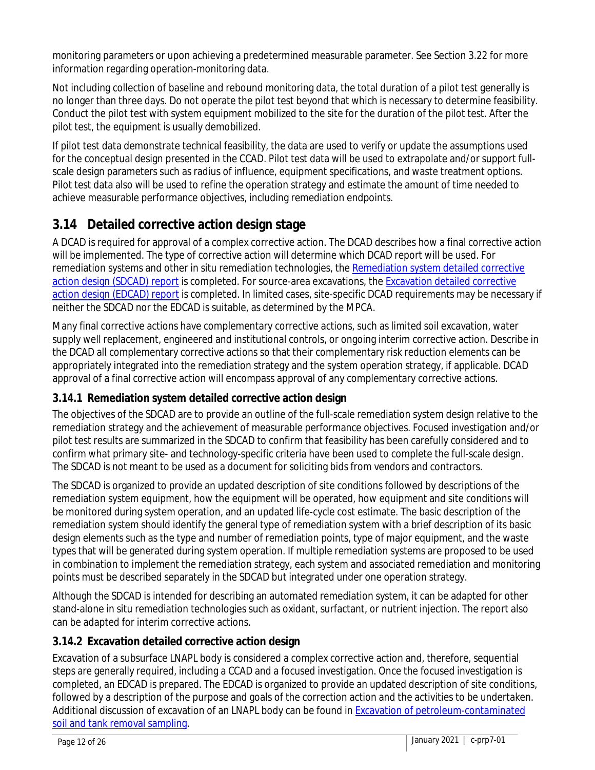monitoring parameters or upon achieving a predetermined measurable parameter. See Section 3.22 for more information regarding operation-monitoring data.

Not including collection of baseline and rebound monitoring data, the total duration of a pilot test generally is no longer than three days. Do not operate the pilot test beyond that which is necessary to determine feasibility. Conduct the pilot test with system equipment mobilized to the site for the duration of the pilot test. After the pilot test, the equipment is usually demobilized.

If pilot test data demonstrate technical feasibility, the data are used to verify or update the assumptions used for the conceptual design presented in the CCAD. Pilot test data will be used to extrapolate and/or support full-scale design parameters such as radius of influence, equipment specifications, and waste treatment options. Pilot test data also will be used to refine the operation strategy and estimate the amount of time needed to achieve measurable performance objectives, including remediation endpoints.

## 3.14 Detailed corrective action design stage

A DCAD is required for approval of a complex corrective action. The DCAD describes how a final corrective action will be implemented. The type of corrective action will determine which DCAD report will be used. For remediation systems and other in situ remediation technologies, the Remediation system detailed corrective action design (SDCAD) report is completed. For source-area excavations, the Excavation detailed corrective action design (EDCAD) report is completed. In limited cases, site-specific DCAD requirements may be necessary if neither the SDCAD nor the EDCAD is suitable, as determined by the MPCA.

Many final corrective actions have complementary corrective actions, such as limited soil excavation, water supply well replacement, engineered and institutional controls, or ongoing interim corrective action. Describe in the DCAD all complementary corrective actions so that their complementary risk reduction elements can be appropriately integrated into the remediation strategy and the system operation strategy, if applicable. DCAD approval of a final corrective action will encompass approval of any complementary corrective actions.

### 3.14.1 Remediation system detailed corrective action design

The objectives of the SDCAD are to provide an outline of the full-scale remediation system design relative to the remediation strategy and the achievement of measurable performance objectives. Focused investigation and/or pilot test results are summarized in the SDCAD to confirm that feasibility has been carefully considered and to confirm what primary site- and technology-specific criteria have been used to complete the full-scale design. The SDCAD is not meant to be used as a document for soliciting bids from vendors and contractors.

The SDCAD is organized to provide an updated description of site conditions followed by descriptions of the remediation system equipment, how the equipment will be operated, how equipment and site conditions will be monitored during system operation, and an updated life-cycle cost estimate. The basic description of the remediation system should identify the general type of remediation system with a brief description of its basic design elements such as the type and number of remediation points, type of major equipment, and the waste types that will be generated during system operation. If multiple remediation systems are proposed to be used in combination to implement the remediation strategy, each system and associated remediation and monitoring points must be described separately in the SDCAD but integrated under one operation strategy.

Although the SDCAD is intended for describing an automated remediation system, it can be adapted for other stand-alone in situ remediation technologies such as oxidant, surfactant, or nutrient injection. The report also can be adapted for interim corrective actions.

### 3.14.2 Excavation detailed corrective action design

Excavation of a subsurface LNAPL body is considered a complex corrective action and, therefore, sequential steps are generally required, including a CCAD and a focused investigation. Once the focused investigation is completed, an EDCAD is prepared. The EDCAD is organized to provide an updated description of site conditions, followed by a description of the purpose and goals of the correction action and the activities to be undertaken. Additional discussion of excavation of an LNAPL body can be found in Excavation of petroleum-contaminated soil and tank removal sampling.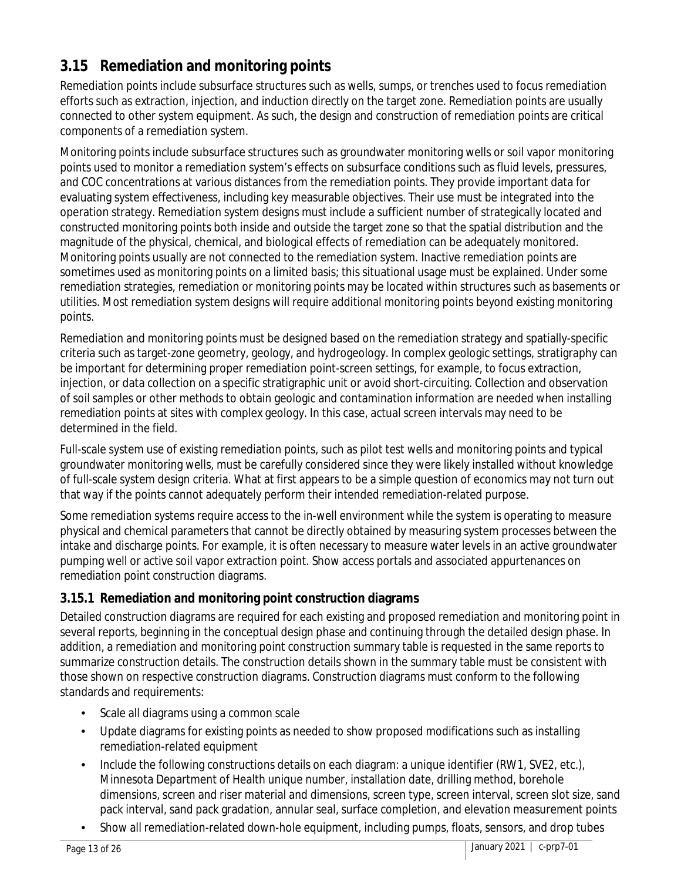## 3.15 Remediation and monitoring points

Remediation points include subsurface structures such as wells, sumps, or trenches used to focus remediation efforts such as extraction, injection, and induction directly on the target zone. Remediation points are usually connected to other system equipment. As such, the design and construction of remediation points are critical components of a remediation system.

Monitoring points include subsurface structures such as groundwater monitoring wells or soil vapor monitoring points used to monitor a remediation system's effects on subsurface conditions such as fluid levels, pressures, and COC concentrations at various distances from the remediation points. They provide important data for evaluating system effectiveness, including key measurable objectives. Their use must be integrated into the operation strategy. Remediation system designs must include a sufficient number of strategically located and constructed monitoring points both inside and outside the target zone so that the spatial distribution and the magnitude of the physical, chemical, and biological effects of remediation can be adequately monitored. Monitoring points usually are not connected to the remediation system. Inactive remediation points are sometimes used as monitoring points on a limited basis; this situational usage must be explained. Under some remediation strategies, remediation or monitoring points may be located within structures such as basements or utilities. Most remediation system designs will require additional monitoring points beyond existing monitoring points.

Remediation and monitoring points must be designed based on the remediation strategy and spatially-specific criteria such as target-zone geometry, geology, and hydrogeology. In complex geologic settings, stratigraphy can be important for determining proper remediation point-screen settings, for example, to focus extraction, injection, or data collection on a specific stratigraphic unit or avoid short-circuiting. Collection and observation of soil samples or other methods to obtain geologic and contamination information are needed when installing remediation points at sites with complex geology. In this case, actual screen intervals may need to be determined in the field.

Full-scale system use of existing remediation points, such as pilot test wells and monitoring points and typical groundwater monitoring wells, must be carefully considered since they were likely installed without knowledge of full-scale system design criteria. What at first appears to be a simple question of economics may not turn out that way if the points cannot adequately perform their intended remediation-related purpose.

Some remediation systems require access to the in-well environment while the system is operating to measure physical and chemical parameters that cannot be directly obtained by measuring system processes between the intake and discharge points. For example, it is often necessary to measure water levels in an active groundwater pumping well or active soil vapor extraction point. Show access portals and associated appurtenances on remediation point construction diagrams.

### 3.15.1 Remediation and monitoring point construction diagrams

Detailed construction diagrams are required for each existing and proposed remediation and monitoring point in several reports, beginning in the conceptual design phase and continuing through the detailed design phase. In addition, a remediation and monitoring point construction summary table is requested in the same reports to summarize construction details. The construction details shown in the summary table must be consistent with those shown on respective construction diagrams. Construction diagrams must conform to the following standards and requirements:

- Scale all diagrams using a common scale
- Update diagrams for existing points as needed to show proposed modifications such as installing remediation-related equipment
- Include the following constructions details on each diagram: a unique identifier (RW1, SVE2, etc.), Minnesota Department of Health unique number, installation date, drilling method, borehole dimensions, screen and riser material and dimensions, screen type, screen interval, screen slot size, sand pack interval, sand pack gradation, annular seal, surface completion, and elevation measurement points
- Show all remediation-related down-hole equipment, including pumps, floats, sensors, and drop tubes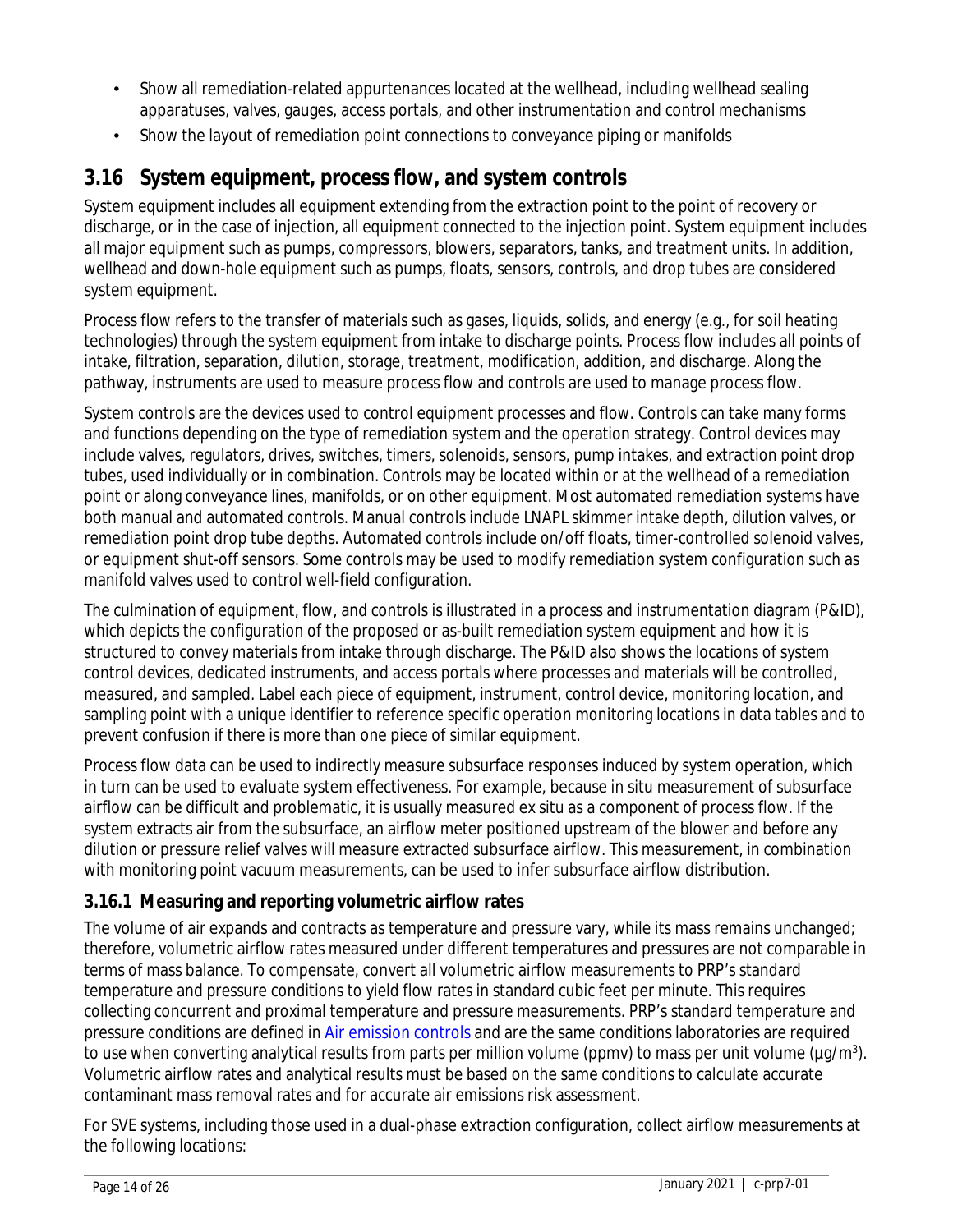- Show all remediation-related appurtenances located at the wellhead, including wellhead sealing apparatuses, valves, gauges, access portals, and other instrumentation and control mechanisms
- Show the layout of remediation point connections to conveyance piping or manifolds

## 3.16 System equipment, process flow, and system controls

System equipment includes all equipment extending from the extraction point to the point of recovery or discharge, or in the case of injection, all equipment connected to the injection point. System equipment includes all major equipment such as pumps, compressors, blowers, separators, tanks, and treatment units. In addition, wellhead and down-hole equipment such as pumps, floats, sensors, controls, and drop tubes are considered system equipment.

Process flow refers to the transfer of materials such as gases, liquids, solids, and energy (e.g., for soil heating technologies) through the system equipment from intake to discharge points. Process flow includes all points of intake, filtration, separation, dilution, storage, treatment, modification, addition, and discharge. Along the pathway, instruments are used to measure process flow and controls are used to manage process flow.

System controls are the devices used to control equipment processes and flow. Controls can take many forms and functions depending on the type of remediation system and the operation strategy. Control devices may include valves, regulators, drives, switches, timers, solenoids, sensors, pump intakes, and extraction point drop tubes, used individually or in combination. Controls may be located within or at the wellhead of a remediation point or along conveyance lines, manifolds, or on other equipment. Most automated remediation systems have both manual and automated controls. Manual controls include LNAPL skimmer intake depth, dilution valves, or remediation point drop tube depths. Automated controls include on/off floats, timer-controlled solenoid valves, or equipment shut-off sensors. Some controls may be used to modify remediation system configuration such as manifold valves used to control well-field configuration.

The culmination of equipment, flow, and controls is illustrated in a process and instrumentation diagram (P&ID), which depicts the configuration of the proposed or as-built remediation system equipment and how it is structured to convey materials from intake through discharge. The P&ID also shows the locations of system control devices, dedicated instruments, and access portals where processes and materials will be controlled, measured, and sampled. Label each piece of equipment, instrument, control device, monitoring location, and sampling point with a unique identifier to reference specific operation monitoring locations in data tables and to prevent confusion if there is more than one piece of similar equipment.

Process flow data can be used to indirectly measure subsurface responses induced by system operation, which in turn can be used to evaluate system effectiveness. For example, because in situ measurement of subsurface airflow can be difficult and problematic, it is usually measured ex situ as a component of process flow. If the system extracts air from the subsurface, an airflow meter positioned upstream of the blower and before any dilution or pressure relief valves will measure extracted subsurface airflow. This measurement, in combination with monitoring point vacuum measurements, can be used to infer subsurface airflow distribution.

### 3.16.1 Measuring and reporting volumetric airflow rates

The volume of air expands and contracts as temperature and pressure vary, while its mass remains unchanged; therefore, volumetric airflow rates measured under different temperatures and pressures are not comparable in terms of mass balance. To compensate, convert all volumetric airflow measurements to PRP's standard temperature and pressure conditions to yield flow rates in standard cubic feet per minute. This requires collecting concurrent and proximal temperature and pressure measurements. PRP's standard temperature and pressure conditions are defined in Air emission controls and are the same conditions laboratories are required to use when converting analytical results from parts per million volume (ppmv) to mass per unit volume (µg/m$^3$). Volumetric airflow rates and analytical results must be based on the same conditions to calculate accurate contaminant mass removal rates and for accurate air emissions risk assessment.

For SVE systems, including those used in a dual-phase extraction configuration, collect airflow measurements at the following locations: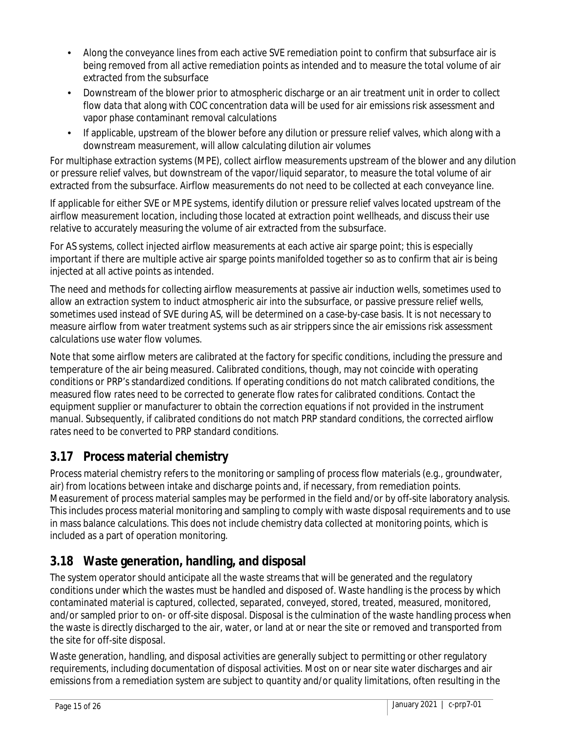- Along the conveyance lines from each active SVE remediation point to confirm that subsurface air is being removed from all active remediation points as intended and to measure the total volume of air extracted from the subsurface
- Downstream of the blower prior to atmospheric discharge or an air treatment unit in order to collect flow data that along with COC concentration data will be used for air emissions risk assessment and vapor phase contaminant removal calculations
- If applicable, upstream of the blower before any dilution or pressure relief valves, which along with a downstream measurement, will allow calculating dilution air volumes

For multiphase extraction systems (MPE), collect airflow measurements upstream of the blower and any dilution or pressure relief valves, but downstream of the vapor/liquid separator, to measure the total volume of air extracted from the subsurface. Airflow measurements do not need to be collected at each conveyance line.

If applicable for either SVE or MPE systems, identify dilution or pressure relief valves located upstream of the airflow measurement location, including those located at extraction point wellheads, and discuss their use relative to accurately measuring the volume of air extracted from the subsurface.

For AS systems, collect injected airflow measurements at each active air sparge point; this is especially important if there are multiple active air sparge points manifolded together so as to confirm that air is being injected at all active points as intended.

The need and methods for collecting airflow measurements at passive air induction wells, sometimes used to allow an extraction system to induct atmospheric air into the subsurface, or passive pressure relief wells, sometimes used instead of SVE during AS, will be determined on a case-by-case basis. It is not necessary to measure airflow from water treatment systems such as air strippers since the air emissions risk assessment calculations use water flow volumes.

Note that some airflow meters are calibrated at the factory for specific conditions, including the pressure and temperature of the air being measured. Calibrated conditions, though, may not coincide with operating conditions or PRP's standardized conditions. If operating conditions do not match calibrated conditions, the measured flow rates need to be corrected to generate flow rates for calibrated conditions. Contact the equipment supplier or manufacturer to obtain the correction equations if not provided in the instrument manual. Subsequently, if calibrated conditions do not match PRP standard conditions, the corrected airflow rates need to be converted to PRP standard conditions.

## 3.17 Process material chemistry

Process material chemistry refers to the monitoring or sampling of process flow materials (e.g., groundwater, air) from locations between intake and discharge points and, if necessary, from remediation points. Measurement of process material samples may be performed in the field and/or by off-site laboratory analysis. This includes process material monitoring and sampling to comply with waste disposal requirements and to use in mass balance calculations. This does not include chemistry data collected at monitoring points, which is included as a part of operation monitoring.

## 3.18 Waste generation, handling, and disposal

The system operator should anticipate all the waste streams that will be generated and the regulatory conditions under which the wastes must be handled and disposed of. Waste handling is the process by which contaminated material is captured, collected, separated, conveyed, stored, treated, measured, monitored, and/or sampled prior to on- or off-site disposal. Disposal is the culmination of the waste handling process when the waste is directly discharged to the air, water, or land at or near the site or removed and transported from the site for off-site disposal.

Waste generation, handling, and disposal activities are generally subject to permitting or other regulatory requirements, including documentation of disposal activities. Most on or near site water discharges and air emissions from a remediation system are subject to quantity and/or quality limitations, often resulting in the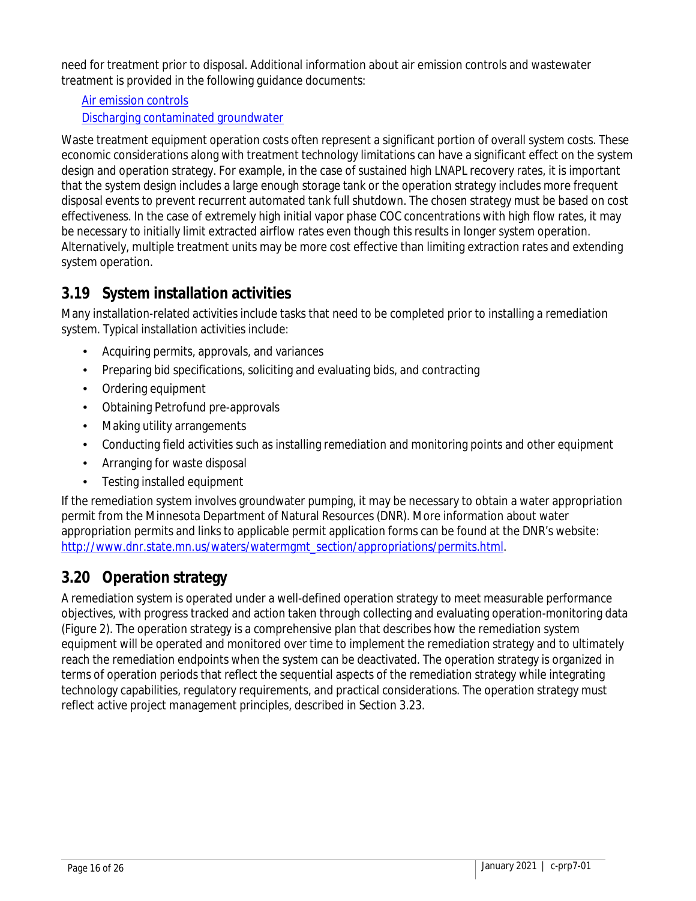need for treatment prior to disposal. Additional information about air emission controls and wastewater treatment is provided in the following guidance documents:

[Air emission controls](#)
[Discharging contaminated groundwater](#)

Waste treatment equipment operation costs often represent a significant portion of overall system costs. These economic considerations along with treatment technology limitations can have a significant effect on the system design and operation strategy. For example, in the case of sustained high LNAPL recovery rates, it is important that the system design includes a large enough storage tank or the operation strategy includes more frequent disposal events to prevent recurrent automated tank full shutdown. The chosen strategy must be based on cost effectiveness. In the case of extremely high initial vapor phase COC concentrations with high flow rates, it may be necessary to initially limit extracted airflow rates even though this results in longer system operation. Alternatively, multiple treatment units may be more cost effective than limiting extraction rates and extending system operation.

## 3.19 System installation activities

Many installation-related activities include tasks that need to be completed prior to installing a remediation system. Typical installation activities include:

- Acquiring permits, approvals, and variances
- Preparing bid specifications, soliciting and evaluating bids, and contracting
- Ordering equipment
- Obtaining Petrofund pre-approvals
- Making utility arrangements
- Conducting field activities such as installing remediation and monitoring points and other equipment
- Arranging for waste disposal
- Testing installed equipment

If the remediation system involves groundwater pumping, it may be necessary to obtain a water appropriation permit from the Minnesota Department of Natural Resources (DNR). More information about water appropriation permits and links to applicable permit application forms can be found at the DNR's website: http://www.dnr.state.mn.us/waters/watermgmt_section/appropriations/permits.html.

## 3.20 Operation strategy

A remediation system is operated under a well-defined operation strategy to meet measurable performance objectives, with progress tracked and action taken through collecting and evaluating operation-monitoring data (Figure 2). The operation strategy is a comprehensive plan that describes how the remediation system equipment will be operated and monitored over time to implement the remediation strategy and to ultimately reach the remediation endpoints when the system can be deactivated. The operation strategy is organized in terms of operation periods that reflect the sequential aspects of the remediation strategy while integrating technology capabilities, regulatory requirements, and practical considerations. The operation strategy must reflect active project management principles, described in Section 3.23.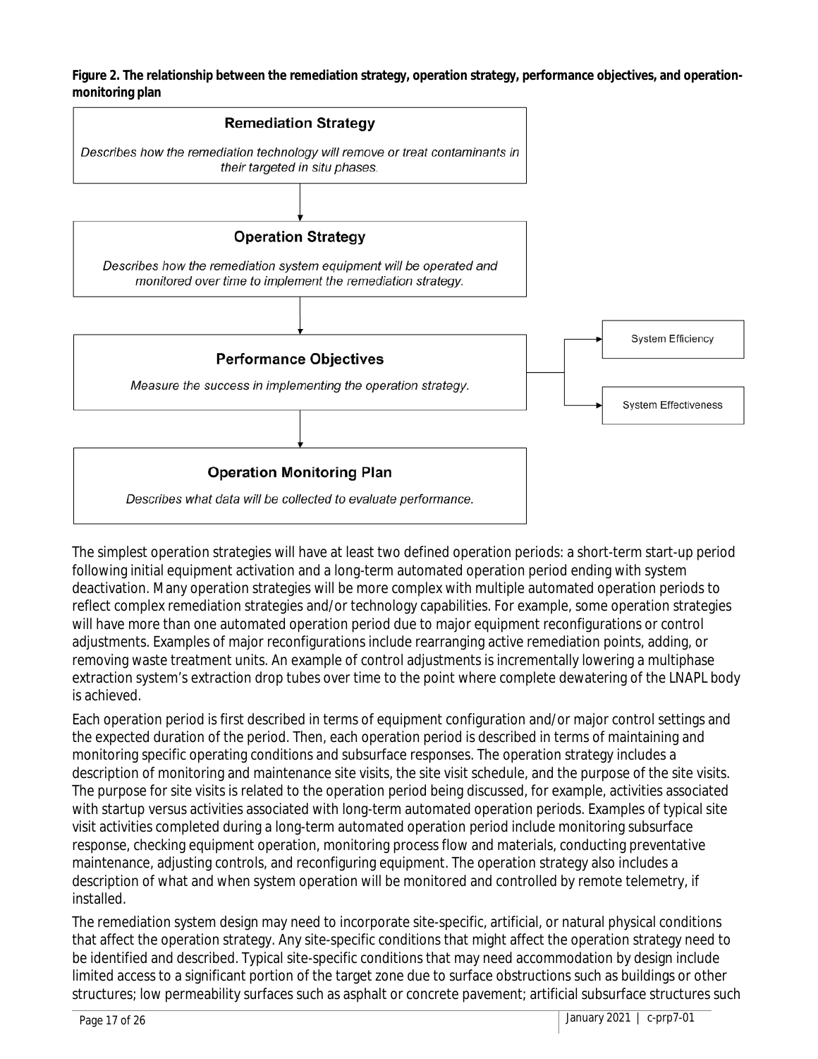**Figure 2. The relationship between the remediation strategy, operation strategy, performance objectives, and operation-monitoring plan**

**Remediation Strategy**

*Describes how the remediation technology will remove or treat contaminants in their targeted in situ phases.*

↓

**Operation Strategy**

*Describes how the remediation system equipment will be operated and monitored over time to implement the remediation strategy.*

↓

**Performance Objectives**

*Measure the success in implementing the operation strategy.*

→ System Efficiency

→ System Effectiveness

↓

**Operation Monitoring Plan**

*Describes what data will be collected to evaluate performance.*

The simplest operation strategies will have at least two defined operation periods: a short-term start-up period following initial equipment activation and a long-term automated operation period ending with system deactivation. Many operation strategies will be more complex with multiple automated operation periods to reflect complex remediation strategies and/or technology capabilities. For example, some operation strategies will have more than one automated operation period due to major equipment reconfigurations or control adjustments. Examples of major reconfigurations include rearranging active remediation points, adding, or removing waste treatment units. An example of control adjustments is incrementally lowering a multiphase extraction system's extraction drop tubes over time to the point where complete dewatering of the LNAPL body is achieved.

Each operation period is first described in terms of equipment configuration and/or major control settings and the expected duration of the period. Then, each operation period is described in terms of maintaining and monitoring specific operating conditions and subsurface responses. The operation strategy includes a description of monitoring and maintenance site visits, the site visit schedule, and the purpose of the site visits. The purpose for site visits is related to the operation period being discussed, for example, activities associated with startup versus activities associated with long-term automated operation periods. Examples of typical site visit activities completed during a long-term automated operation period include monitoring subsurface response, checking equipment operation, monitoring process flow and materials, conducting preventative maintenance, adjusting controls, and reconfiguring equipment. The operation strategy also includes a description of what and when system operation will be monitored and controlled by remote telemetry, if installed.

The remediation system design may need to incorporate site-specific, artificial, or natural physical conditions that affect the operation strategy. Any site-specific conditions that might affect the operation strategy need to be identified and described. Typical site-specific conditions that may need accommodation by design include limited access to a significant portion of the target zone due to surface obstructions such as buildings or other structures; low permeability surfaces such as asphalt or concrete pavement; artificial subsurface structures such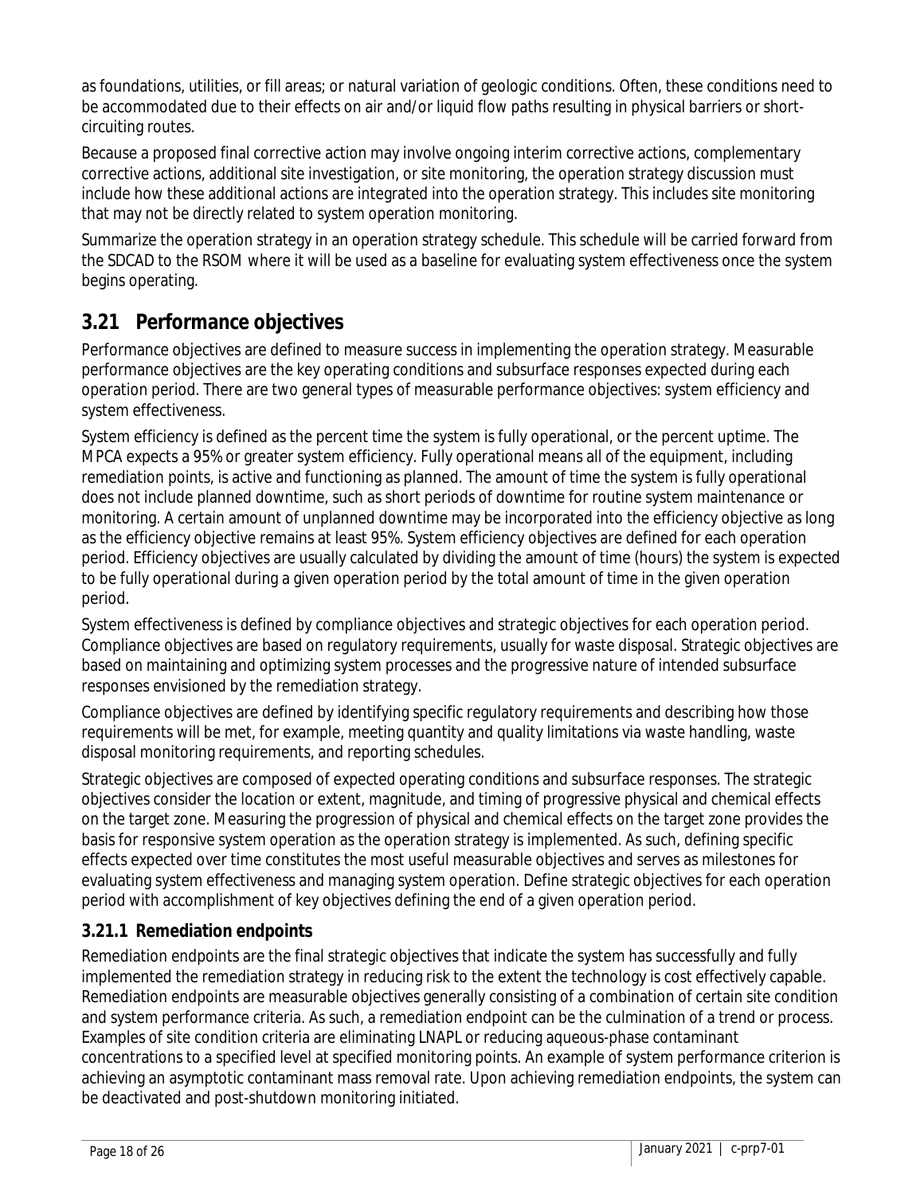as foundations, utilities, or fill areas; or natural variation of geologic conditions. Often, these conditions need to be accommodated due to their effects on air and/or liquid flow paths resulting in physical barriers or short-circuiting routes.

Because a proposed final corrective action may involve ongoing interim corrective actions, complementary corrective actions, additional site investigation, or site monitoring, the operation strategy discussion must include how these additional actions are integrated into the operation strategy. This includes site monitoring that may not be directly related to system operation monitoring.

Summarize the operation strategy in an operation strategy schedule. This schedule will be carried forward from the SDCAD to the RSOM where it will be used as a baseline for evaluating system effectiveness once the system begins operating.

## 3.21 Performance objectives

Performance objectives are defined to measure success in implementing the operation strategy. Measurable performance objectives are the key operating conditions and subsurface responses expected during each operation period. There are two general types of measurable performance objectives: system efficiency and system effectiveness.

System efficiency is defined as the percent time the system is fully operational, or the percent uptime. The MPCA expects a 95% or greater system efficiency. Fully operational means all of the equipment, including remediation points, is active and functioning as planned. The amount of time the system is fully operational does not include planned downtime, such as short periods of downtime for routine system maintenance or monitoring. A certain amount of unplanned downtime may be incorporated into the efficiency objective as long as the efficiency objective remains at least 95%. System efficiency objectives are defined for each operation period. Efficiency objectives are usually calculated by dividing the amount of time (hours) the system is expected to be fully operational during a given operation period by the total amount of time in the given operation period.

System effectiveness is defined by compliance objectives and strategic objectives for each operation period. Compliance objectives are based on regulatory requirements, usually for waste disposal. Strategic objectives are based on maintaining and optimizing system processes and the progressive nature of intended subsurface responses envisioned by the remediation strategy.

Compliance objectives are defined by identifying specific regulatory requirements and describing how those requirements will be met, for example, meeting quantity and quality limitations via waste handling, waste disposal monitoring requirements, and reporting schedules.

Strategic objectives are composed of expected operating conditions and subsurface responses. The strategic objectives consider the location or extent, magnitude, and timing of progressive physical and chemical effects on the target zone. Measuring the progression of physical and chemical effects on the target zone provides the basis for responsive system operation as the operation strategy is implemented. As such, defining specific effects expected over time constitutes the most useful measurable objectives and serves as milestones for evaluating system effectiveness and managing system operation. Define strategic objectives for each operation period with accomplishment of key objectives defining the end of a given operation period.

### 3.21.1 Remediation endpoints

Remediation endpoints are the final strategic objectives that indicate the system has successfully and fully implemented the remediation strategy in reducing risk to the extent the technology is cost effectively capable. Remediation endpoints are measurable objectives generally consisting of a combination of certain site condition and system performance criteria. As such, a remediation endpoint can be the culmination of a trend or process. Examples of site condition criteria are eliminating LNAPL or reducing aqueous-phase contaminant concentrations to a specified level at specified monitoring points. An example of system performance criterion is achieving an asymptotic contaminant mass removal rate. Upon achieving remediation endpoints, the system can be deactivated and post-shutdown monitoring initiated.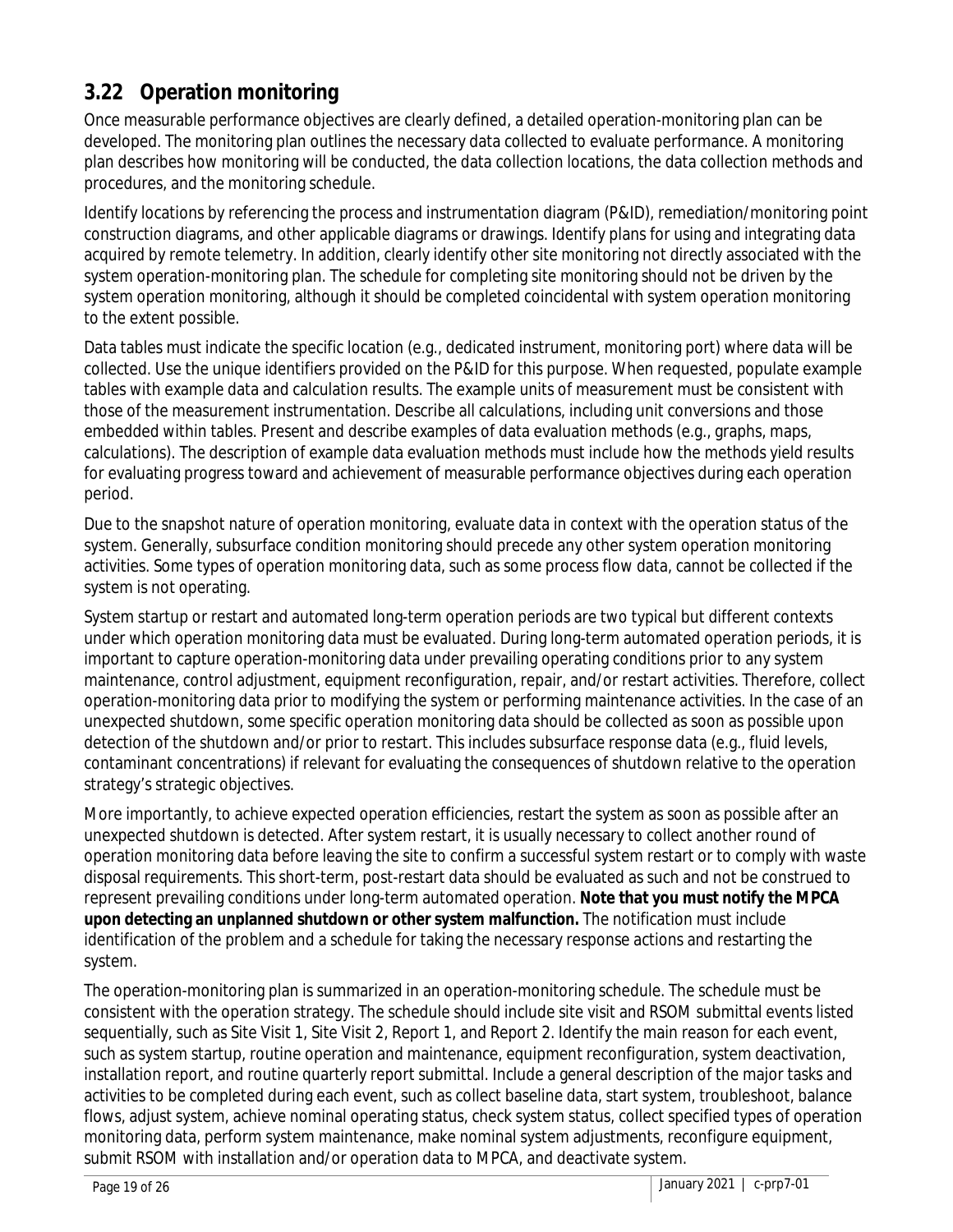## 3.22 Operation monitoring

Once measurable performance objectives are clearly defined, a detailed operation-monitoring plan can be developed. The monitoring plan outlines the necessary data collected to evaluate performance. A monitoring plan describes how monitoring will be conducted, the data collection locations, the data collection methods and procedures, and the monitoring schedule.

Identify locations by referencing the process and instrumentation diagram (P&ID), remediation/monitoring point construction diagrams, and other applicable diagrams or drawings. Identify plans for using and integrating data acquired by remote telemetry. In addition, clearly identify other site monitoring not directly associated with the system operation-monitoring plan. The schedule for completing site monitoring should not be driven by the system operation monitoring, although it should be completed coincidental with system operation monitoring to the extent possible.

Data tables must indicate the specific location (e.g., dedicated instrument, monitoring port) where data will be collected. Use the unique identifiers provided on the P&ID for this purpose. When requested, populate example tables with example data and calculation results. The example units of measurement must be consistent with those of the measurement instrumentation. Describe all calculations, including unit conversions and those embedded within tables. Present and describe examples of data evaluation methods (e.g., graphs, maps, calculations). The description of example data evaluation methods must include how the methods yield results for evaluating progress toward and achievement of measurable performance objectives during each operation period.

Due to the snapshot nature of operation monitoring, evaluate data in context with the operation status of the system. Generally, subsurface condition monitoring should precede any other system operation monitoring activities. Some types of operation monitoring data, such as some process flow data, cannot be collected if the system is not operating.

System startup or restart and automated long-term operation periods are two typical but different contexts under which operation monitoring data must be evaluated. During long-term automated operation periods, it is important to capture operation-monitoring data under prevailing operating conditions prior to any system maintenance, control adjustment, equipment reconfiguration, repair, and/or restart activities. Therefore, collect operation-monitoring data prior to modifying the system or performing maintenance activities. In the case of an unexpected shutdown, some specific operation monitoring data should be collected as soon as possible upon detection of the shutdown and/or prior to restart. This includes subsurface response data (e.g., fluid levels, contaminant concentrations) if relevant for evaluating the consequences of shutdown relative to the operation strategy's strategic objectives.

More importantly, to achieve expected operation efficiencies, restart the system as soon as possible after an unexpected shutdown is detected. After system restart, it is usually necessary to collect another round of operation monitoring data before leaving the site to confirm a successful system restart or to comply with waste disposal requirements. This short-term, post-restart data should be evaluated as such and not be construed to represent prevailing conditions under long-term automated operation. **Note that you must notify the MPCA upon detecting an unplanned shutdown or other system malfunction.** The notification must include identification of the problem and a schedule for taking the necessary response actions and restarting the system.

The operation-monitoring plan is summarized in an operation-monitoring schedule. The schedule must be consistent with the operation strategy. The schedule should include site visit and RSOM submittal events listed sequentially, such as Site Visit 1, Site Visit 2, Report 1, and Report 2. Identify the main reason for each event, such as system startup, routine operation and maintenance, equipment reconfiguration, system deactivation, installation report, and routine quarterly report submittal. Include a general description of the major tasks and activities to be completed during each event, such as collect baseline data, start system, troubleshoot, balance flows, adjust system, achieve nominal operating status, check system status, collect specified types of operation monitoring data, perform system maintenance, make nominal system adjustments, reconfigure equipment, submit RSOM with installation and/or operation data to MPCA, and deactivate system.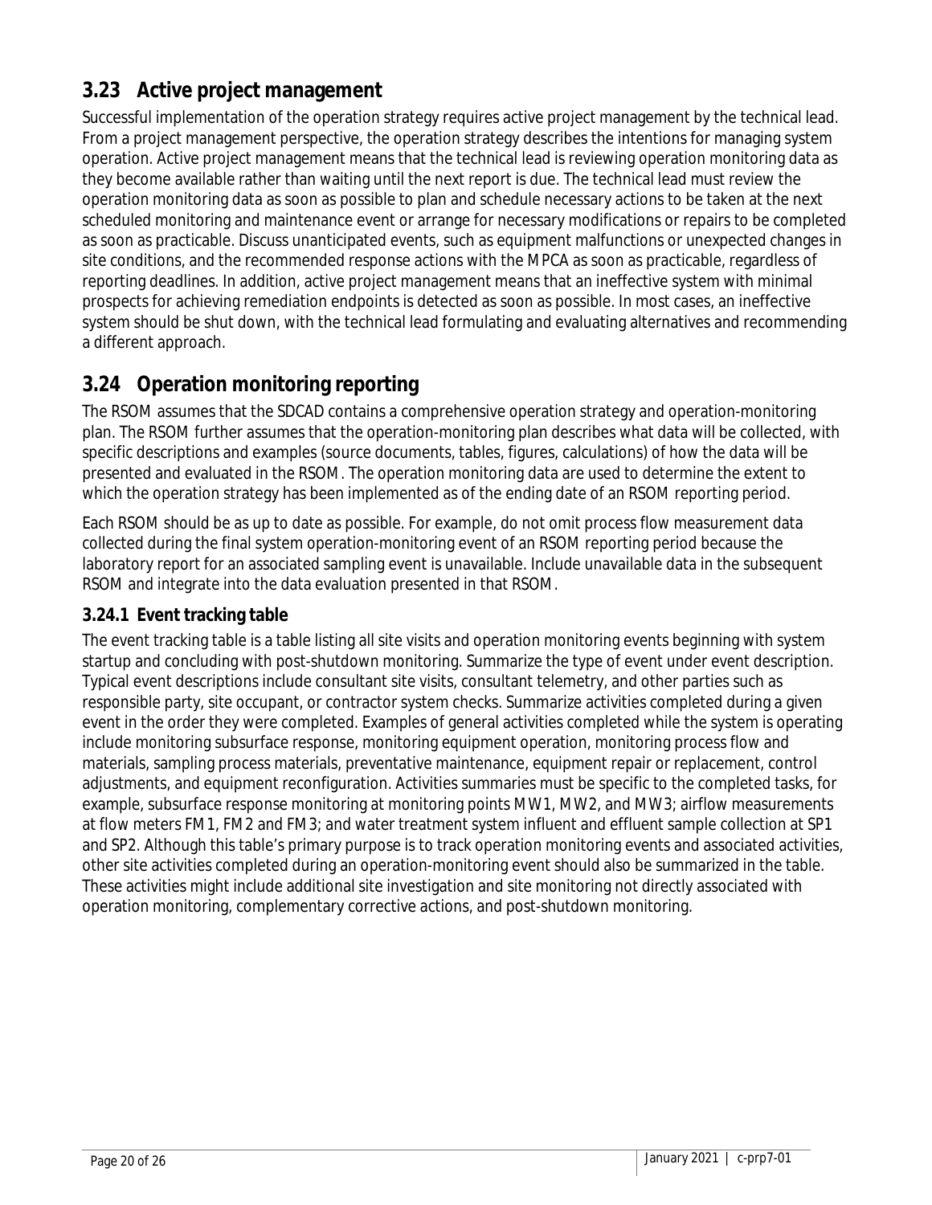## 3.23 Active project management

Successful implementation of the operation strategy requires active project management by the technical lead. From a project management perspective, the operation strategy describes the intentions for managing system operation. Active project management means that the technical lead is reviewing operation monitoring data as they become available rather than waiting until the next report is due. The technical lead must review the operation monitoring data as soon as possible to plan and schedule necessary actions to be taken at the next scheduled monitoring and maintenance event or arrange for necessary modifications or repairs to be completed as soon as practicable. Discuss unanticipated events, such as equipment malfunctions or unexpected changes in site conditions, and the recommended response actions with the MPCA as soon as practicable, regardless of reporting deadlines. In addition, active project management means that an ineffective system with minimal prospects for achieving remediation endpoints is detected as soon as possible. In most cases, an ineffective system should be shut down, with the technical lead formulating and evaluating alternatives and recommending a different approach.

## 3.24 Operation monitoring reporting

The RSOM assumes that the SDCAD contains a comprehensive operation strategy and operation-monitoring plan. The RSOM further assumes that the operation-monitoring plan describes what data will be collected, with specific descriptions and examples (source documents, tables, figures, calculations) of how the data will be presented and evaluated in the RSOM. The operation monitoring data are used to determine the extent to which the operation strategy has been implemented as of the ending date of an RSOM reporting period.

Each RSOM should be as up to date as possible. For example, do not omit process flow measurement data collected during the final system operation-monitoring event of an RSOM reporting period because the laboratory report for an associated sampling event is unavailable. Include unavailable data in the subsequent RSOM and integrate into the data evaluation presented in that RSOM.

### 3.24.1 Event tracking table

The event tracking table is a table listing all site visits and operation monitoring events beginning with system startup and concluding with post-shutdown monitoring. Summarize the type of event under event description. Typical event descriptions include consultant site visits, consultant telemetry, and other parties such as responsible party, site occupant, or contractor system checks. Summarize activities completed during a given event in the order they were completed. Examples of general activities completed while the system is operating include monitoring subsurface response, monitoring equipment operation, monitoring process flow and materials, sampling process materials, preventative maintenance, equipment repair or replacement, control adjustments, and equipment reconfiguration. Activities summaries must be specific to the completed tasks, for example, subsurface response monitoring at monitoring points MW1, MW2, and MW3; airflow measurements at flow meters FM1, FM2 and FM3; and water treatment system influent and effluent sample collection at SP1 and SP2. Although this table's primary purpose is to track operation monitoring events and associated activities, other site activities completed during an operation-monitoring event should also be summarized in the table. These activities might include additional site investigation and site monitoring not directly associated with operation monitoring, complementary corrective actions, and post-shutdown monitoring.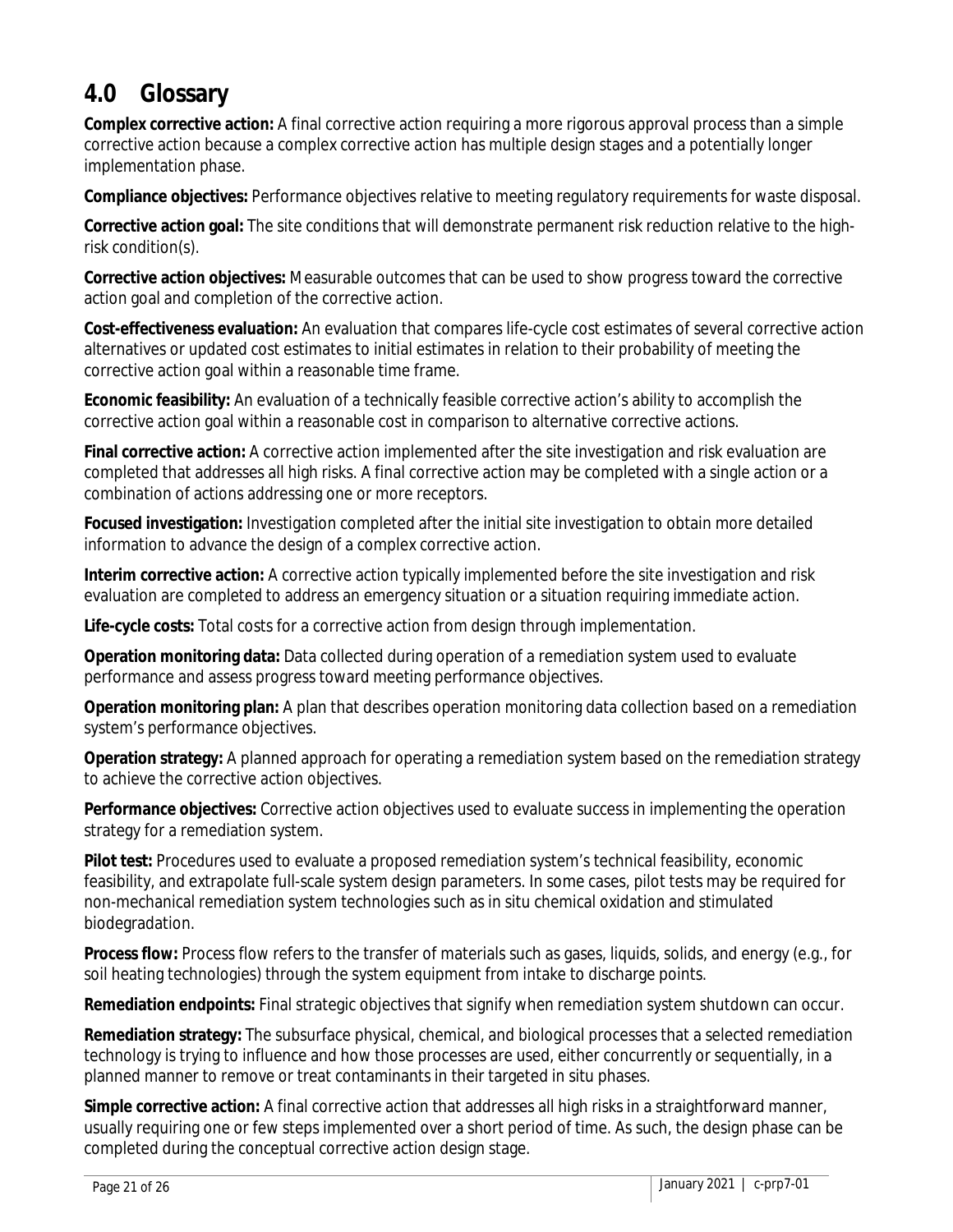# 4.0 Glossary

**Complex corrective action:** A final corrective action requiring a more rigorous approval process than a simple corrective action because a complex corrective action has multiple design stages and a potentially longer implementation phase.

**Compliance objectives:** Performance objectives relative to meeting regulatory requirements for waste disposal.

**Corrective action goal:** The site conditions that will demonstrate permanent risk reduction relative to the high-risk condition(s).

**Corrective action objectives:** Measurable outcomes that can be used to show progress toward the corrective action goal and completion of the corrective action.

**Cost-effectiveness evaluation:** An evaluation that compares life-cycle cost estimates of several corrective action alternatives or updated cost estimates to initial estimates in relation to their probability of meeting the corrective action goal within a reasonable time frame.

**Economic feasibility:** An evaluation of a technically feasible corrective action's ability to accomplish the corrective action goal within a reasonable cost in comparison to alternative corrective actions.

**Final corrective action:** A corrective action implemented after the site investigation and risk evaluation are completed that addresses all high risks. A final corrective action may be completed with a single action or a combination of actions addressing one or more receptors.

**Focused investigation:** Investigation completed after the initial site investigation to obtain more detailed information to advance the design of a complex corrective action.

**Interim corrective action:** A corrective action typically implemented before the site investigation and risk evaluation are completed to address an emergency situation or a situation requiring immediate action.

**Life-cycle costs:** Total costs for a corrective action from design through implementation.

**Operation monitoring data:** Data collected during operation of a remediation system used to evaluate performance and assess progress toward meeting performance objectives.

**Operation monitoring plan:** A plan that describes operation monitoring data collection based on a remediation system's performance objectives.

**Operation strategy:** A planned approach for operating a remediation system based on the remediation strategy to achieve the corrective action objectives.

**Performance objectives:** Corrective action objectives used to evaluate success in implementing the operation strategy for a remediation system.

**Pilot test:** Procedures used to evaluate a proposed remediation system's technical feasibility, economic feasibility, and extrapolate full-scale system design parameters. In some cases, pilot tests may be required for non-mechanical remediation system technologies such as in situ chemical oxidation and stimulated biodegradation.

**Process flow:** Process flow refers to the transfer of materials such as gases, liquids, solids, and energy (e.g., for soil heating technologies) through the system equipment from intake to discharge points.

**Remediation endpoints:** Final strategic objectives that signify when remediation system shutdown can occur.

**Remediation strategy:** The subsurface physical, chemical, and biological processes that a selected remediation technology is trying to influence and how those processes are used, either concurrently or sequentially, in a planned manner to remove or treat contaminants in their targeted in situ phases.

**Simple corrective action:** A final corrective action that addresses all high risks in a straightforward manner, usually requiring one or few steps implemented over a short period of time. As such, the design phase can be completed during the conceptual corrective action design stage.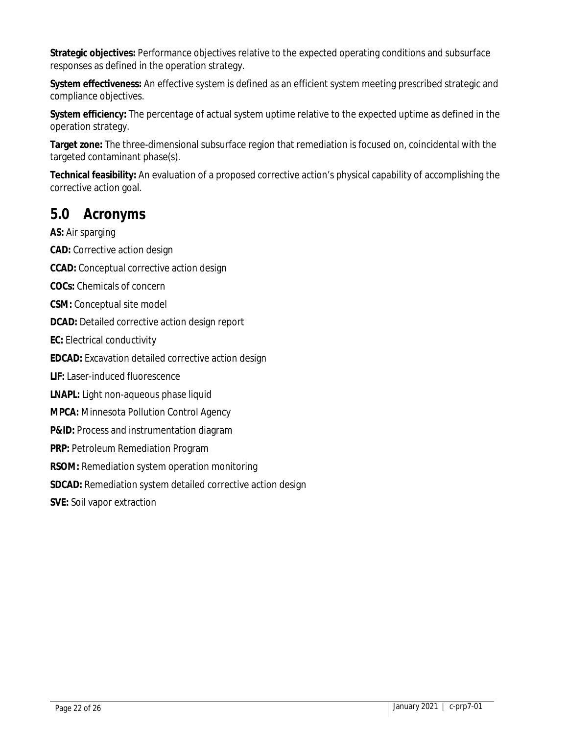**Strategic objectives:** Performance objectives relative to the expected operating conditions and subsurface responses as defined in the operation strategy.

**System effectiveness:** An effective system is defined as an efficient system meeting prescribed strategic and compliance objectives.

**System efficiency:** The percentage of actual system uptime relative to the expected uptime as defined in the operation strategy.

**Target zone:** The three-dimensional subsurface region that remediation is focused on, coincidental with the targeted contaminant phase(s).

**Technical feasibility:** An evaluation of a proposed corrective action's physical capability of accomplishing the corrective action goal.

# 5.0 Acronyms

**AS:** Air sparging

**CAD:** Corrective action design

**CCAD:** Conceptual corrective action design

**COCs:** Chemicals of concern

**CSM:** Conceptual site model

**DCAD:** Detailed corrective action design report

**EC:** Electrical conductivity

**EDCAD:** Excavation detailed corrective action design

**LIF:** Laser-induced fluorescence

**LNAPL:** Light non-aqueous phase liquid

**MPCA:** Minnesota Pollution Control Agency

**P&ID:** Process and instrumentation diagram

**PRP:** Petroleum Remediation Program

**RSOM:** Remediation system operation monitoring

**SDCAD:** Remediation system detailed corrective action design

**SVE:** Soil vapor extraction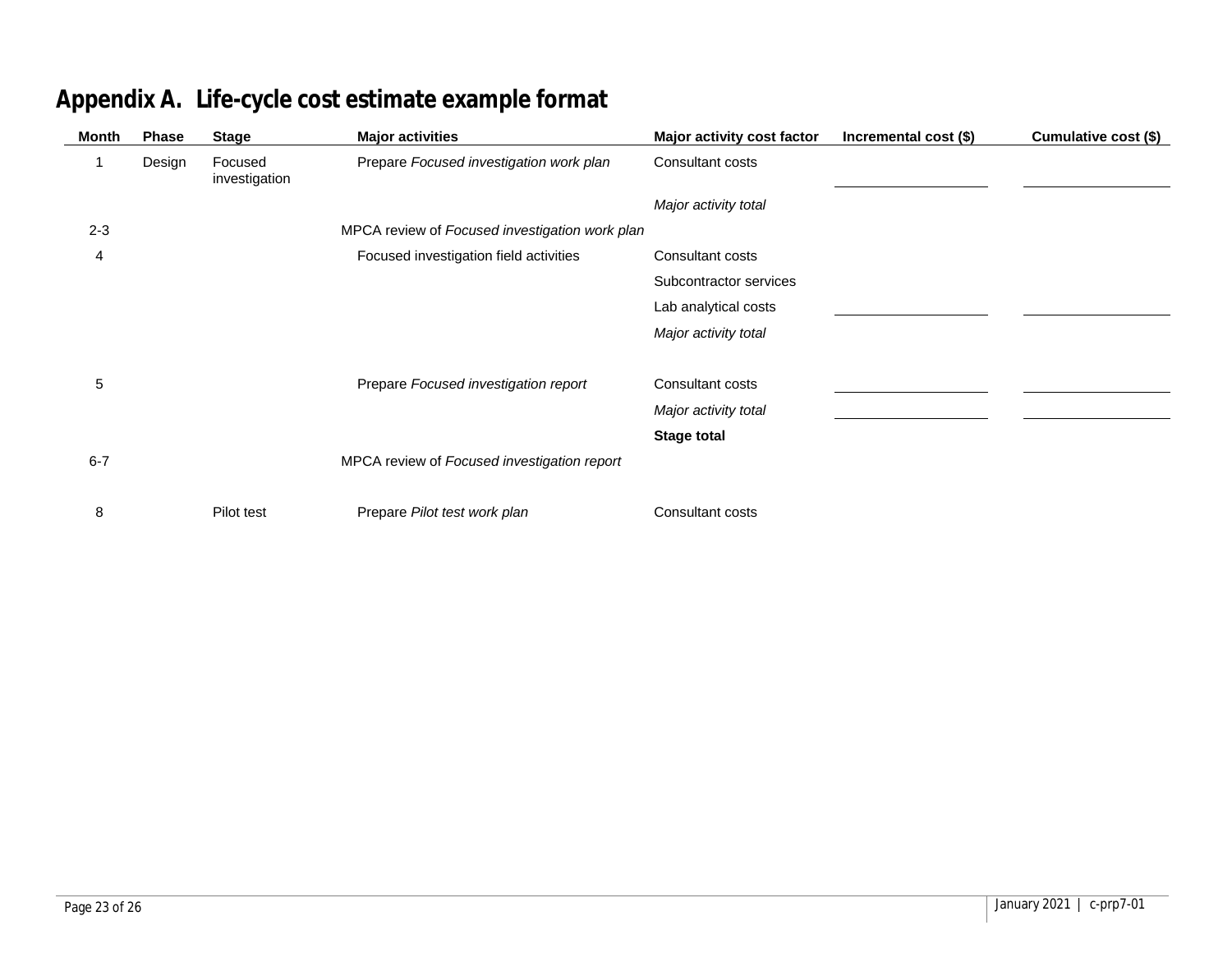# Appendix A. Life-cycle cost estimate example format

| Month | Phase | Stage | Major activities | Major activity cost factor | Incremental cost ($) | Cumulative cost ($) |
|---|---|---|---|---|---|---|
| 1 | Design | Focused investigation | Prepare *Focused investigation work plan* | Consultant costs | | |
| | | | | *Major activity total* | | |
| 2-3 | | | MPCA review of *Focused investigation work plan* | | | |
| 4 | | | Focused investigation field activities | Consultant costs | | |
| | | | | Subcontractor services | | |
| | | | | Lab analytical costs | | |
| | | | | *Major activity total* | | |
| 5 | | | Prepare *Focused investigation report* | Consultant costs | | |
| | | | | *Major activity total* | | |
| | | | | **Stage total** | | |
| 6-7 | | | MPCA review of *Focused investigation report* | | | |
| 8 | | Pilot test | Prepare *Pilot test work plan* | Consultant costs | | |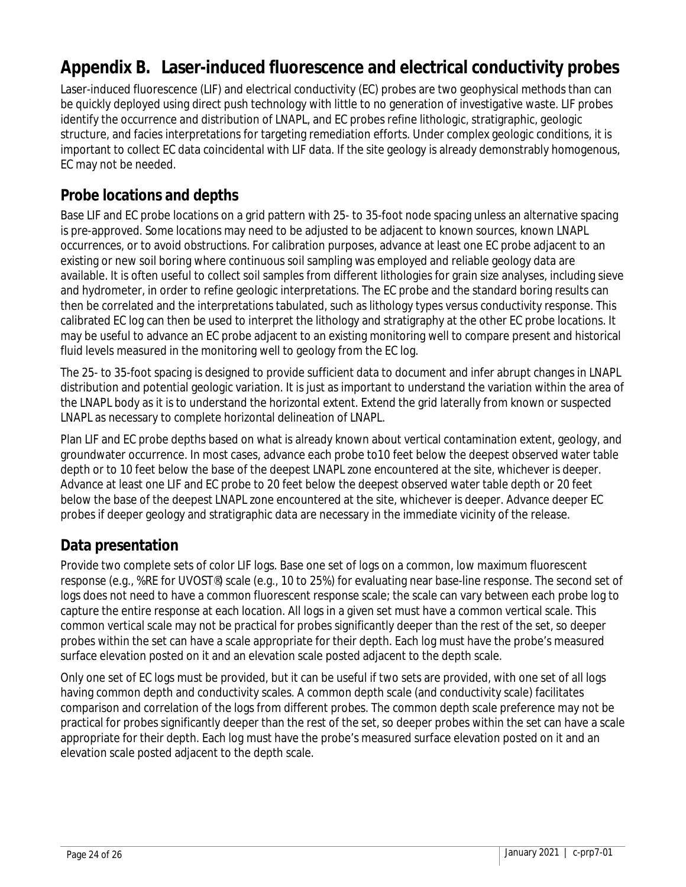# Appendix B. Laser-induced fluorescence and electrical conductivity probes

Laser-induced fluorescence (LIF) and electrical conductivity (EC) probes are two geophysical methods than can be quickly deployed using direct push technology with little to no generation of investigative waste. LIF probes identify the occurrence and distribution of LNAPL, and EC probes refine lithologic, stratigraphic, geologic structure, and facies interpretations for targeting remediation efforts. Under complex geologic conditions, it is important to collect EC data coincidental with LIF data. If the site geology is already demonstrably homogenous, EC may not be needed.

## Probe locations and depths

Base LIF and EC probe locations on a grid pattern with 25- to 35-foot node spacing unless an alternative spacing is pre-approved. Some locations may need to be adjusted to be adjacent to known sources, known LNAPL occurrences, or to avoid obstructions. For calibration purposes, advance at least one EC probe adjacent to an existing or new soil boring where continuous soil sampling was employed and reliable geology data are available. It is often useful to collect soil samples from different lithologies for grain size analyses, including sieve and hydrometer, in order to refine geologic interpretations. The EC probe and the standard boring results can then be correlated and the interpretations tabulated, such as lithology types versus conductivity response. This calibrated EC log can then be used to interpret the lithology and stratigraphy at the other EC probe locations. It may be useful to advance an EC probe adjacent to an existing monitoring well to compare present and historical fluid levels measured in the monitoring well to geology from the EC log.

The 25- to 35-foot spacing is designed to provide sufficient data to document and infer abrupt changes in LNAPL distribution and potential geologic variation. It is just as important to understand the variation within the area of the LNAPL body as it is to understand the horizontal extent. Extend the grid laterally from known or suspected LNAPL as necessary to complete horizontal delineation of LNAPL.

Plan LIF and EC probe depths based on what is already known about vertical contamination extent, geology, and groundwater occurrence. In most cases, advance each probe to10 feet below the deepest observed water table depth or to 10 feet below the base of the deepest LNAPL zone encountered at the site, whichever is deeper. Advance at least one LIF and EC probe to 20 feet below the deepest observed water table depth or 20 feet below the base of the deepest LNAPL zone encountered at the site, whichever is deeper. Advance deeper EC probes if deeper geology and stratigraphic data are necessary in the immediate vicinity of the release.

## Data presentation

Provide two complete sets of color LIF logs. Base one set of logs on a common, low maximum fluorescent response (e.g., %RE for UVOST®) scale (e.g., 10 to 25%) for evaluating near base-line response. The second set of logs does not need to have a common fluorescent response scale; the scale can vary between each probe log to capture the entire response at each location. All logs in a given set must have a common vertical scale. This common vertical scale may not be practical for probes significantly deeper than the rest of the set, so deeper probes within the set can have a scale appropriate for their depth. Each log must have the probe's measured surface elevation posted on it and an elevation scale posted adjacent to the depth scale.

Only one set of EC logs must be provided, but it can be useful if two sets are provided, with one set of all logs having common depth and conductivity scales. A common depth scale (and conductivity scale) facilitates comparison and correlation of the logs from different probes. The common depth scale preference may not be practical for probes significantly deeper than the rest of the set, so deeper probes within the set can have a scale appropriate for their depth. Each log must have the probe's measured surface elevation posted on it and an elevation scale posted adjacent to the depth scale.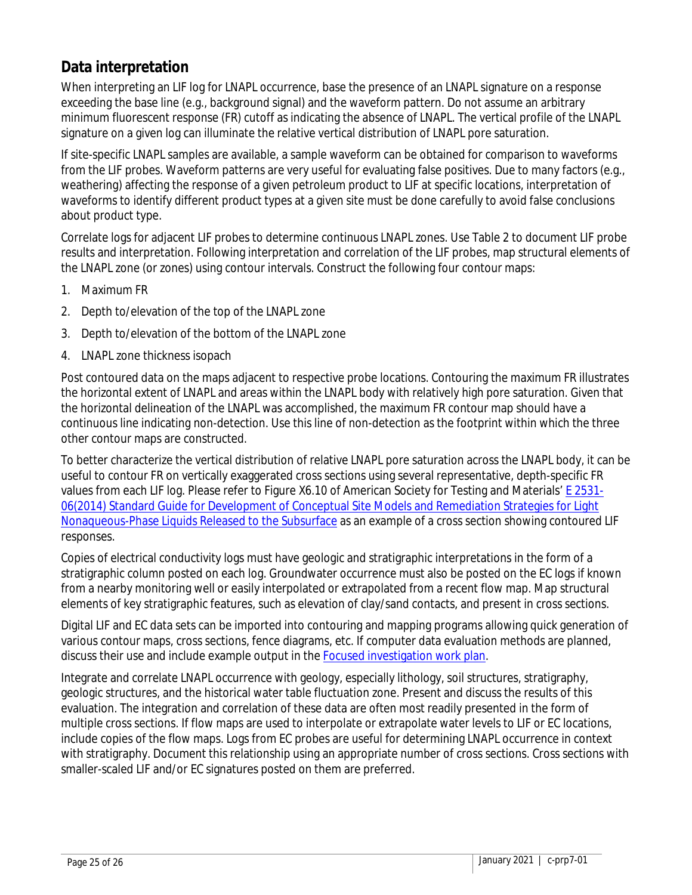## Data interpretation

When interpreting an LIF log for LNAPL occurrence, base the presence of an LNAPL signature on a response exceeding the base line (e.g., background signal) and the waveform pattern. Do not assume an arbitrary minimum fluorescent response (FR) cutoff as indicating the absence of LNAPL. The vertical profile of the LNAPL signature on a given log can illuminate the relative vertical distribution of LNAPL pore saturation.

If site-specific LNAPL samples are available, a sample waveform can be obtained for comparison to waveforms from the LIF probes. Waveform patterns are very useful for evaluating false positives. Due to many factors (e.g., weathering) affecting the response of a given petroleum product to LIF at specific locations, interpretation of waveforms to identify different product types at a given site must be done carefully to avoid false conclusions about product type.

Correlate logs for adjacent LIF probes to determine continuous LNAPL zones. Use Table 2 to document LIF probe results and interpretation. Following interpretation and correlation of the LIF probes, map structural elements of the LNAPL zone (or zones) using contour intervals. Construct the following four contour maps:

1. Maximum FR
2. Depth to/elevation of the top of the LNAPL zone
3. Depth to/elevation of the bottom of the LNAPL zone
4. LNAPL zone thickness isopach

Post contoured data on the maps adjacent to respective probe locations. Contouring the maximum FR illustrates the horizontal extent of LNAPL and areas within the LNAPL body with relatively high pore saturation. Given that the horizontal delineation of the LNAPL was accomplished, the maximum FR contour map should have a continuous line indicating non-detection. Use this line of non-detection as the footprint within which the three other contour maps are constructed.

To better characterize the vertical distribution of relative LNAPL pore saturation across the LNAPL body, it can be useful to contour FR on vertically exaggerated cross sections using several representative, depth-specific FR values from each LIF log. Please refer to Figure X6.10 of American Society for Testing and Materials' [E 2531-06(2014) Standard Guide for Development of Conceptual Site Models and Remediation Strategies for Light Nonaqueous-Phase Liquids Released to the Subsurface] as an example of a cross section showing contoured LIF responses.

Copies of electrical conductivity logs must have geologic and stratigraphic interpretations in the form of a stratigraphic column posted on each log. Groundwater occurrence must also be posted on the EC logs if known from a nearby monitoring well or easily interpolated or extrapolated from a recent flow map. Map structural elements of key stratigraphic features, such as elevation of clay/sand contacts, and present in cross sections.

Digital LIF and EC data sets can be imported into contouring and mapping programs allowing quick generation of various contour maps, cross sections, fence diagrams, etc. If computer data evaluation methods are planned, discuss their use and include example output in the [Focused investigation work plan].

Integrate and correlate LNAPL occurrence with geology, especially lithology, soil structures, stratigraphy, geologic structures, and the historical water table fluctuation zone. Present and discuss the results of this evaluation. The integration and correlation of these data are often most readily presented in the form of multiple cross sections. If flow maps are used to interpolate or extrapolate water levels to LIF or EC locations, include copies of the flow maps. Logs from EC probes are useful for determining LNAPL occurrence in context with stratigraphy. Document this relationship using an appropriate number of cross sections. Cross sections with smaller-scaled LIF and/or EC signatures posted on them are preferred.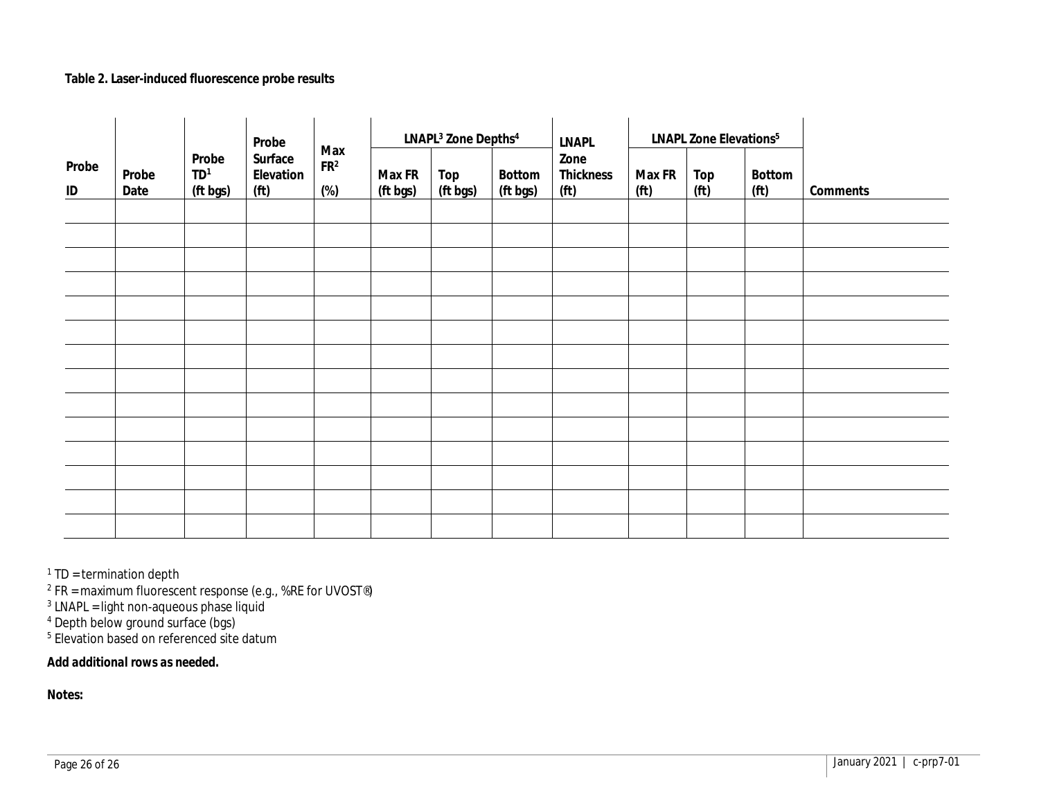**Table 2. Laser-induced fluorescence probe results**

| Probe ID | Probe Date | Probe TD[1] (ft bgs) | Probe Surface Elevation (ft) | Max FR[2] (%) | LNAPL[3] Zone Depths[4] | | | LNAPL Zone Thickness (ft) | LNAPL Zone Elevations[5] | | | Comments |
|---|---|---|---|---|---|---|---|---|---|---|---|---|
| | | | | | Max FR (ft bgs) | Top (ft bgs) | Bottom (ft bgs) | | Max FR (ft) | Top (ft) | Bottom (ft) | |
| | | | | | | | | | | | | |
| | | | | | | | | | | | | |
| | | | | | | | | | | | | |
| | | | | | | | | | | | | |
| | | | | | | | | | | | | |
| | | | | | | | | | | | | |
| | | | | | | | | | | | | |
| | | | | | | | | | | | | |
| | | | | | | | | | | | | |
| | | | | | | | | | | | | |
| | | | | | | | | | | | | |
| | | | | | | | | | | | | |
| | | | | | | | | | | | | |
| | | | | | | | | | | | | |

[1] TD = termination depth
[2] FR = maximum fluorescent response (e.g., %RE for UVOST®)
[3] LNAPL = light non-aqueous phase liquid
[4] Depth below ground surface (bgs)
[5] Elevation based on referenced site datum

***Add additional rows as needed.***

**Notes:**